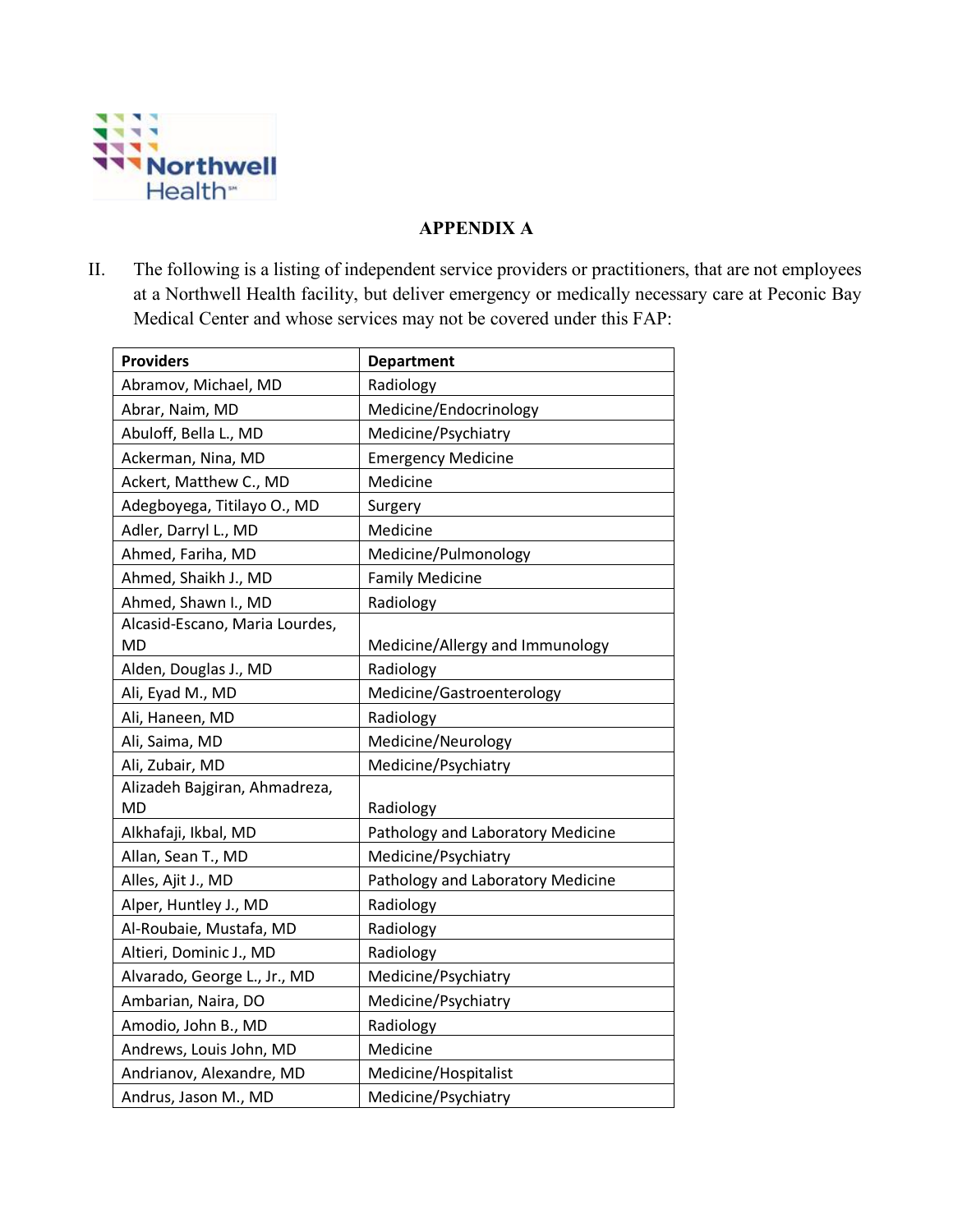## APPENDIX A

II. The following is a listing of independent service providers or practitioners, that are not employees at a Northwell Health facility, but deliver emergency or medically necessary care at Peconic Bay Medical Center and whose services may not be covered under this FAP:

| Providers | Department |
|---|---|
| Abramov, Michael, MD | Radiology |
| Abrar, Naim, MD | Medicine/Endocrinology |
| Abuloff, Bella L., MD | Medicine/Psychiatry |
| Ackerman, Nina, MD | Emergency Medicine |
| Ackert, Matthew C., MD | Medicine |
| Adegboyega, Titilayo O., MD | Surgery |
| Adler, Darryl L., MD | Medicine |
| Ahmed, Fariha, MD | Medicine/Pulmonology |
| Ahmed, Shaikh J., MD | Family Medicine |
| Ahmed, Shawn I., MD | Radiology |
| Alcasid-Escano, Maria Lourdes, MD | Medicine/Allergy and Immunology |
| Alden, Douglas J., MD | Radiology |
| Ali, Eyad M., MD | Medicine/Gastroenterology |
| Ali, Haneen, MD | Radiology |
| Ali, Saima, MD | Medicine/Neurology |
| Ali, Zubair, MD | Medicine/Psychiatry |
| Alizadeh Bajgiran, Ahmadreza, MD | Radiology |
| Alkhafaji, Ikbal, MD | Pathology and Laboratory Medicine |
| Allan, Sean T., MD | Medicine/Psychiatry |
| Alles, Ajit J., MD | Pathology and Laboratory Medicine |
| Alper, Huntley J., MD | Radiology |
| Al-Roubaie, Mustafa, MD | Radiology |
| Altieri, Dominic J., MD | Radiology |
| Alvarado, George L., Jr., MD | Medicine/Psychiatry |
| Ambarian, Naira, DO | Medicine/Psychiatry |
| Amodio, John B., MD | Radiology |
| Andrews, Louis John, MD | Medicine |
| Andrianov, Alexandre, MD | Medicine/Hospitalist |
| Andrus, Jason M., MD | Medicine/Psychiatry |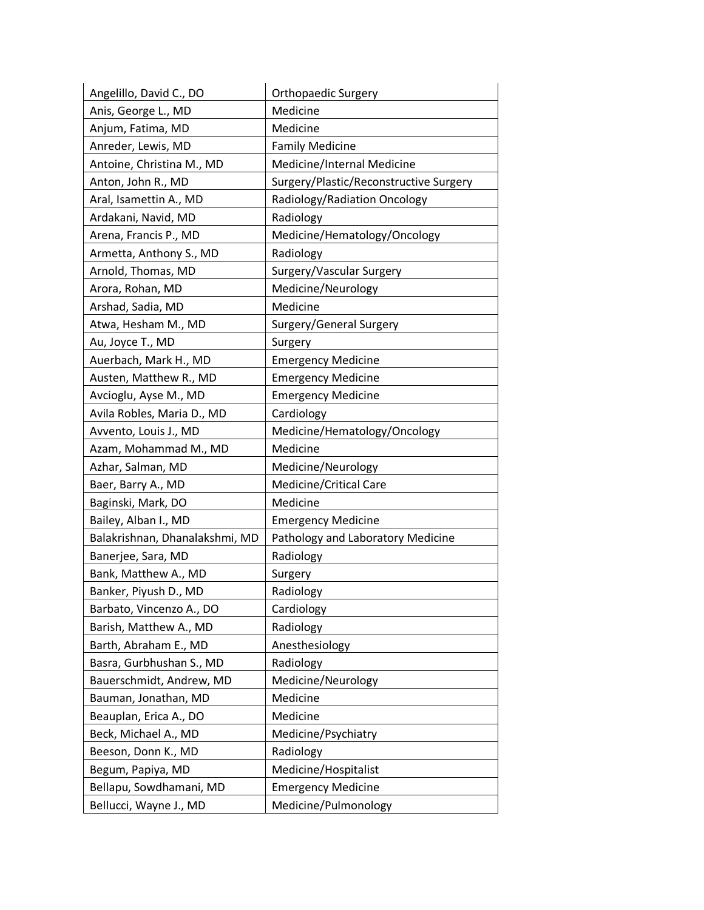| Angelillo, David C., DO | Orthopaedic Surgery |
|---|---|
| Anis, George L., MD | Medicine |
| Anjum, Fatima, MD | Medicine |
| Anreder, Lewis, MD | Family Medicine |
| Antoine, Christina M., MD | Medicine/Internal Medicine |
| Anton, John R., MD | Surgery/Plastic/Reconstructive Surgery |
| Aral, Isamettin A., MD | Radiology/Radiation Oncology |
| Ardakani, Navid, MD | Radiology |
| Arena, Francis P., MD | Medicine/Hematology/Oncology |
| Armetta, Anthony S., MD | Radiology |
| Arnold, Thomas, MD | Surgery/Vascular Surgery |
| Arora, Rohan, MD | Medicine/Neurology |
| Arshad, Sadia, MD | Medicine |
| Atwa, Hesham M., MD | Surgery/General Surgery |
| Au, Joyce T., MD | Surgery |
| Auerbach, Mark H., MD | Emergency Medicine |
| Austen, Matthew R., MD | Emergency Medicine |
| Avcioglu, Ayse M., MD | Emergency Medicine |
| Avila Robles, Maria D., MD | Cardiology |
| Avvento, Louis J., MD | Medicine/Hematology/Oncology |
| Azam, Mohammad M., MD | Medicine |
| Azhar, Salman, MD | Medicine/Neurology |
| Baer, Barry A., MD | Medicine/Critical Care |
| Baginski, Mark, DO | Medicine |
| Bailey, Alban I., MD | Emergency Medicine |
| Balakrishnan, Dhanalakshmi, MD | Pathology and Laboratory Medicine |
| Banerjee, Sara, MD | Radiology |
| Bank, Matthew A., MD | Surgery |
| Banker, Piyush D., MD | Radiology |
| Barbato, Vincenzo A., DO | Cardiology |
| Barish, Matthew A., MD | Radiology |
| Barth, Abraham E., MD | Anesthesiology |
| Basra, Gurbhushan S., MD | Radiology |
| Bauerschmidt, Andrew, MD | Medicine/Neurology |
| Bauman, Jonathan, MD | Medicine |
| Beauplan, Erica A., DO | Medicine |
| Beck, Michael A., MD | Medicine/Psychiatry |
| Beeson, Donn K., MD | Radiology |
| Begum, Papiya, MD | Medicine/Hospitalist |
| Bellapu, Sowdhamani, MD | Emergency Medicine |
| Bellucci, Wayne J., MD | Medicine/Pulmonology |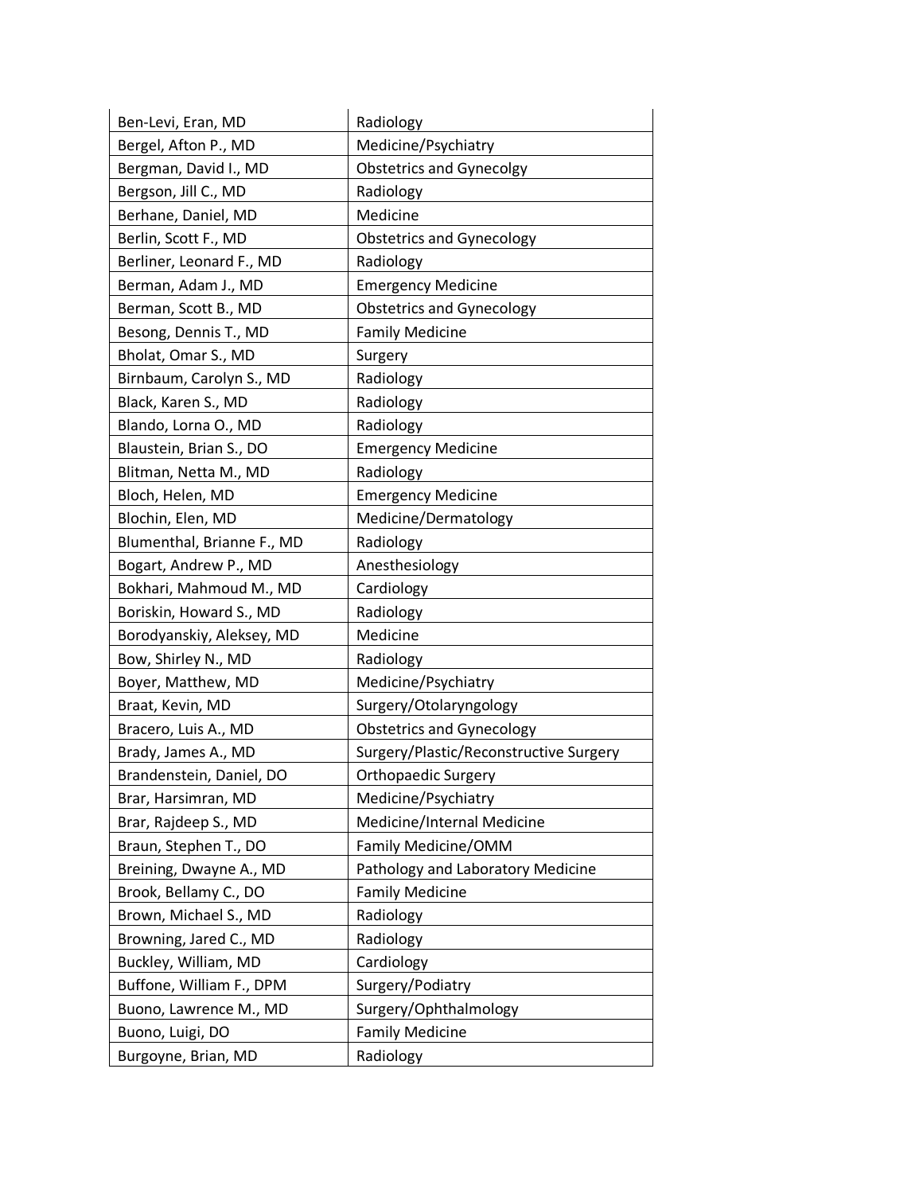| Ben-Levi, Eran, MD | Radiology |
|---|---|
| Bergel, Afton P., MD | Medicine/Psychiatry |
| Bergman, David I., MD | Obstetrics and Gynecolgy |
| Bergson, Jill C., MD | Radiology |
| Berhane, Daniel, MD | Medicine |
| Berlin, Scott F., MD | Obstetrics and Gynecology |
| Berliner, Leonard F., MD | Radiology |
| Berman, Adam J., MD | Emergency Medicine |
| Berman, Scott B., MD | Obstetrics and Gynecology |
| Besong, Dennis T., MD | Family Medicine |
| Bholat, Omar S., MD | Surgery |
| Birnbaum, Carolyn S., MD | Radiology |
| Black, Karen S., MD | Radiology |
| Blando, Lorna O., MD | Radiology |
| Blaustein, Brian S., DO | Emergency Medicine |
| Blitman, Netta M., MD | Radiology |
| Bloch, Helen, MD | Emergency Medicine |
| Blochin, Elen, MD | Medicine/Dermatology |
| Blumenthal, Brianne F., MD | Radiology |
| Bogart, Andrew P., MD | Anesthesiology |
| Bokhari, Mahmoud M., MD | Cardiology |
| Boriskin, Howard S., MD | Radiology |
| Borodyanskiy, Aleksey, MD | Medicine |
| Bow, Shirley N., MD | Radiology |
| Boyer, Matthew, MD | Medicine/Psychiatry |
| Braat, Kevin, MD | Surgery/Otolaryngology |
| Bracero, Luis A., MD | Obstetrics and Gynecology |
| Brady, James A., MD | Surgery/Plastic/Reconstructive Surgery |
| Brandenstein, Daniel, DO | Orthopaedic Surgery |
| Brar, Harsimran, MD | Medicine/Psychiatry |
| Brar, Rajdeep S., MD | Medicine/Internal Medicine |
| Braun, Stephen T., DO | Family Medicine/OMM |
| Breining, Dwayne A., MD | Pathology and Laboratory Medicine |
| Brook, Bellamy C., DO | Family Medicine |
| Brown, Michael S., MD | Radiology |
| Browning, Jared C., MD | Radiology |
| Buckley, William, MD | Cardiology |
| Buffone, William F., DPM | Surgery/Podiatry |
| Buono, Lawrence M., MD | Surgery/Ophthalmology |
| Buono, Luigi, DO | Family Medicine |
| Burgoyne, Brian, MD | Radiology |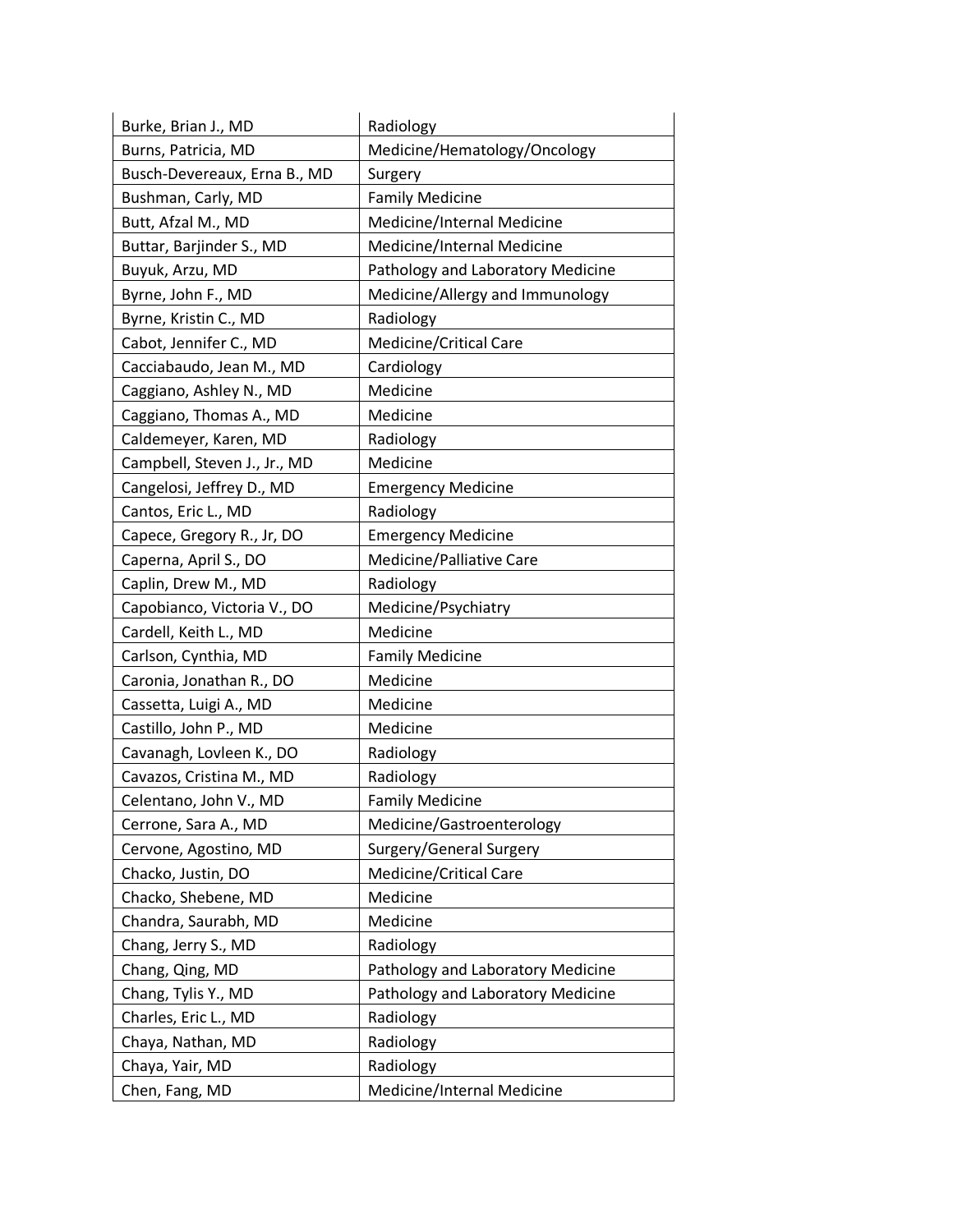| Burke, Brian J., MD | Radiology |
|---|---|
| Burns, Patricia, MD | Medicine/Hematology/Oncology |
| Busch-Devereaux, Erna B., MD | Surgery |
| Bushman, Carly, MD | Family Medicine |
| Butt, Afzal M., MD | Medicine/Internal Medicine |
| Buttar, Barjinder S., MD | Medicine/Internal Medicine |
| Buyuk, Arzu, MD | Pathology and Laboratory Medicine |
| Byrne, John F., MD | Medicine/Allergy and Immunology |
| Byrne, Kristin C., MD | Radiology |
| Cabot, Jennifer C., MD | Medicine/Critical Care |
| Cacciabaudo, Jean M., MD | Cardiology |
| Caggiano, Ashley N., MD | Medicine |
| Caggiano, Thomas A., MD | Medicine |
| Caldemeyer, Karen, MD | Radiology |
| Campbell, Steven J., Jr., MD | Medicine |
| Cangelosi, Jeffrey D., MD | Emergency Medicine |
| Cantos, Eric L., MD | Radiology |
| Capece, Gregory R., Jr, DO | Emergency Medicine |
| Caperna, April S., DO | Medicine/Palliative Care |
| Caplin, Drew M., MD | Radiology |
| Capobianco, Victoria V., DO | Medicine/Psychiatry |
| Cardell, Keith L., MD | Medicine |
| Carlson, Cynthia, MD | Family Medicine |
| Caronia, Jonathan R., DO | Medicine |
| Cassetta, Luigi A., MD | Medicine |
| Castillo, John P., MD | Medicine |
| Cavanagh, Lovleen K., DO | Radiology |
| Cavazos, Cristina M., MD | Radiology |
| Celentano, John V., MD | Family Medicine |
| Cerrone, Sara A., MD | Medicine/Gastroenterology |
| Cervone, Agostino, MD | Surgery/General Surgery |
| Chacko, Justin, DO | Medicine/Critical Care |
| Chacko, Shebene, MD | Medicine |
| Chandra, Saurabh, MD | Medicine |
| Chang, Jerry S., MD | Radiology |
| Chang, Qing, MD | Pathology and Laboratory Medicine |
| Chang, Tylis Y., MD | Pathology and Laboratory Medicine |
| Charles, Eric L., MD | Radiology |
| Chaya, Nathan, MD | Radiology |
| Chaya, Yair, MD | Radiology |
| Chen, Fang, MD | Medicine/Internal Medicine |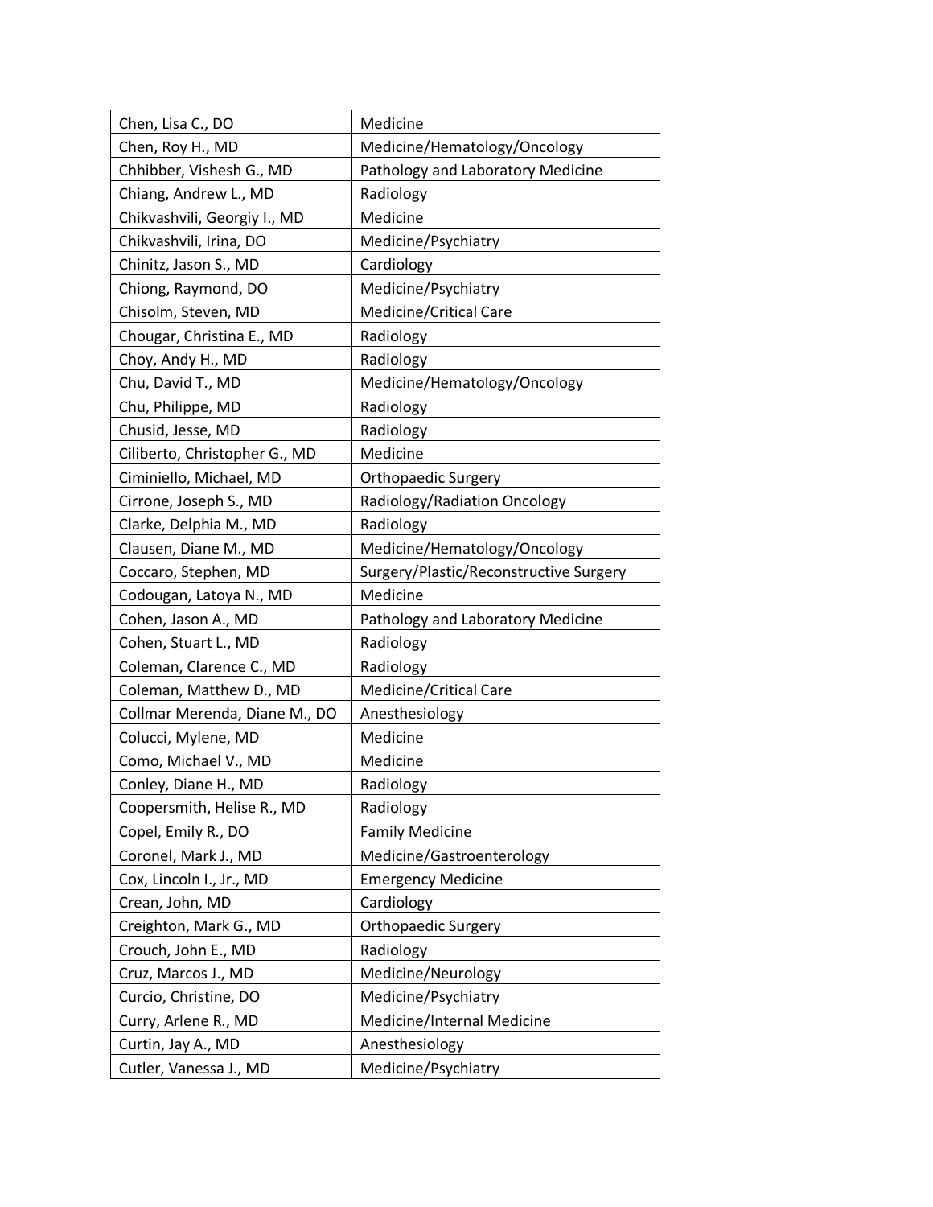| Chen, Lisa C., DO | Medicine |
|---|---|
| Chen, Roy H., MD | Medicine/Hematology/Oncology |
| Chhibber, Vishesh G., MD | Pathology and Laboratory Medicine |
| Chiang, Andrew L., MD | Radiology |
| Chikvashvili, Georgiy I., MD | Medicine |
| Chikvashvili, Irina, DO | Medicine/Psychiatry |
| Chinitz, Jason S., MD | Cardiology |
| Chiong, Raymond, DO | Medicine/Psychiatry |
| Chisolm, Steven, MD | Medicine/Critical Care |
| Chougar, Christina E., MD | Radiology |
| Choy, Andy H., MD | Radiology |
| Chu, David T., MD | Medicine/Hematology/Oncology |
| Chu, Philippe, MD | Radiology |
| Chusid, Jesse, MD | Radiology |
| Ciliberto, Christopher G., MD | Medicine |
| Ciminiello, Michael, MD | Orthopaedic Surgery |
| Cirrone, Joseph S., MD | Radiology/Radiation Oncology |
| Clarke, Delphia M., MD | Radiology |
| Clausen, Diane M., MD | Medicine/Hematology/Oncology |
| Coccaro, Stephen, MD | Surgery/Plastic/Reconstructive Surgery |
| Codougan, Latoya N., MD | Medicine |
| Cohen, Jason A., MD | Pathology and Laboratory Medicine |
| Cohen, Stuart L., MD | Radiology |
| Coleman, Clarence C., MD | Radiology |
| Coleman, Matthew D., MD | Medicine/Critical Care |
| Collmar Merenda, Diane M., DO | Anesthesiology |
| Colucci, Mylene, MD | Medicine |
| Como, Michael V., MD | Medicine |
| Conley, Diane H., MD | Radiology |
| Coopersmith, Helise R., MD | Radiology |
| Copel, Emily R., DO | Family Medicine |
| Coronel, Mark J., MD | Medicine/Gastroenterology |
| Cox, Lincoln I., Jr., MD | Emergency Medicine |
| Crean, John, MD | Cardiology |
| Creighton, Mark G., MD | Orthopaedic Surgery |
| Crouch, John E., MD | Radiology |
| Cruz, Marcos J., MD | Medicine/Neurology |
| Curcio, Christine, DO | Medicine/Psychiatry |
| Curry, Arlene R., MD | Medicine/Internal Medicine |
| Curtin, Jay A., MD | Anesthesiology |
| Cutler, Vanessa J., MD | Medicine/Psychiatry |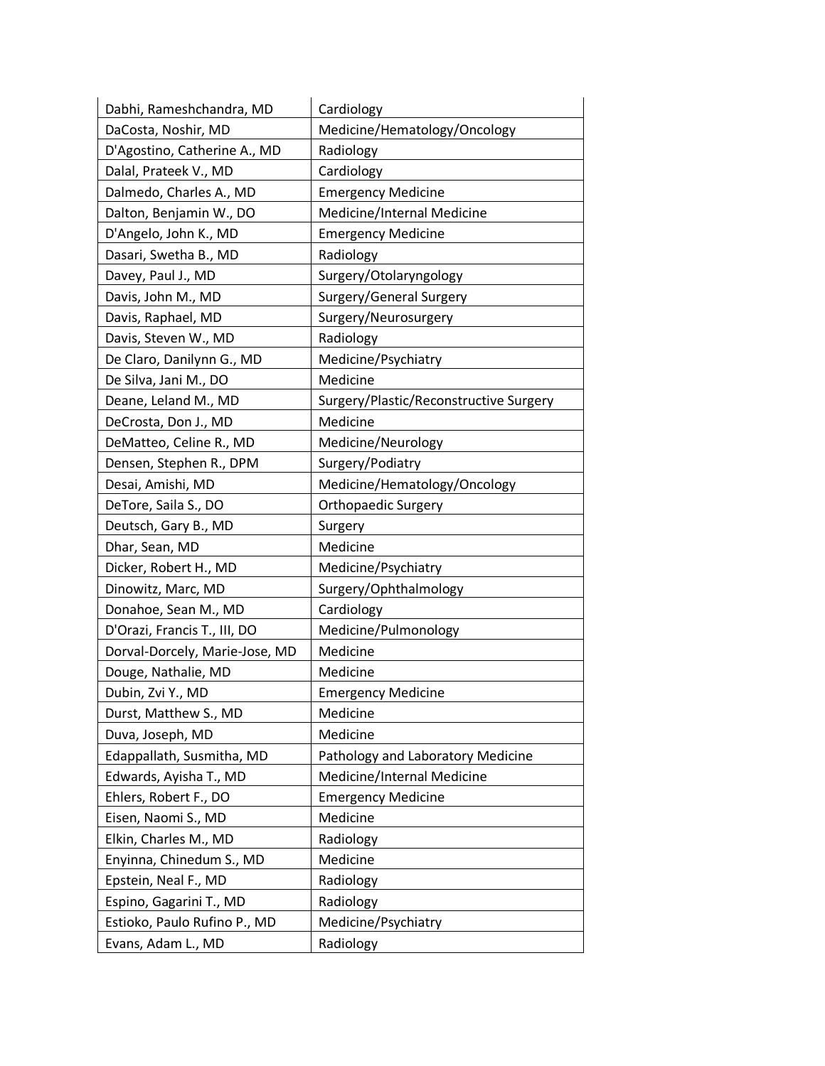| Dabhi, Rameshchandra, MD | Cardiology |
|---|---|
| DaCosta, Noshir, MD | Medicine/Hematology/Oncology |
| D'Agostino, Catherine A., MD | Radiology |
| Dalal, Prateek V., MD | Cardiology |
| Dalmedo, Charles A., MD | Emergency Medicine |
| Dalton, Benjamin W., DO | Medicine/Internal Medicine |
| D'Angelo, John K., MD | Emergency Medicine |
| Dasari, Swetha B., MD | Radiology |
| Davey, Paul J., MD | Surgery/Otolaryngology |
| Davis, John M., MD | Surgery/General Surgery |
| Davis, Raphael, MD | Surgery/Neurosurgery |
| Davis, Steven W., MD | Radiology |
| De Claro, Danilynn G., MD | Medicine/Psychiatry |
| De Silva, Jani M., DO | Medicine |
| Deane, Leland M., MD | Surgery/Plastic/Reconstructive Surgery |
| DeCrosta, Don J., MD | Medicine |
| DeMatteo, Celine R., MD | Medicine/Neurology |
| Densen, Stephen R., DPM | Surgery/Podiatry |
| Desai, Amishi, MD | Medicine/Hematology/Oncology |
| DeTore, Saila S., DO | Orthopaedic Surgery |
| Deutsch, Gary B., MD | Surgery |
| Dhar, Sean, MD | Medicine |
| Dicker, Robert H., MD | Medicine/Psychiatry |
| Dinowitz, Marc, MD | Surgery/Ophthalmology |
| Donahoe, Sean M., MD | Cardiology |
| D'Orazi, Francis T., III, DO | Medicine/Pulmonology |
| Dorval-Dorcely, Marie-Jose, MD | Medicine |
| Douge, Nathalie, MD | Medicine |
| Dubin, Zvi Y., MD | Emergency Medicine |
| Durst, Matthew S., MD | Medicine |
| Duva, Joseph, MD | Medicine |
| Edappallath, Susmitha, MD | Pathology and Laboratory Medicine |
| Edwards, Ayisha T., MD | Medicine/Internal Medicine |
| Ehlers, Robert F., DO | Emergency Medicine |
| Eisen, Naomi S., MD | Medicine |
| Elkin, Charles M., MD | Radiology |
| Enyinna, Chinedum S., MD | Medicine |
| Epstein, Neal F., MD | Radiology |
| Espino, Gagarini T., MD | Radiology |
| Estioko, Paulo Rufino P., MD | Medicine/Psychiatry |
| Evans, Adam L., MD | Radiology |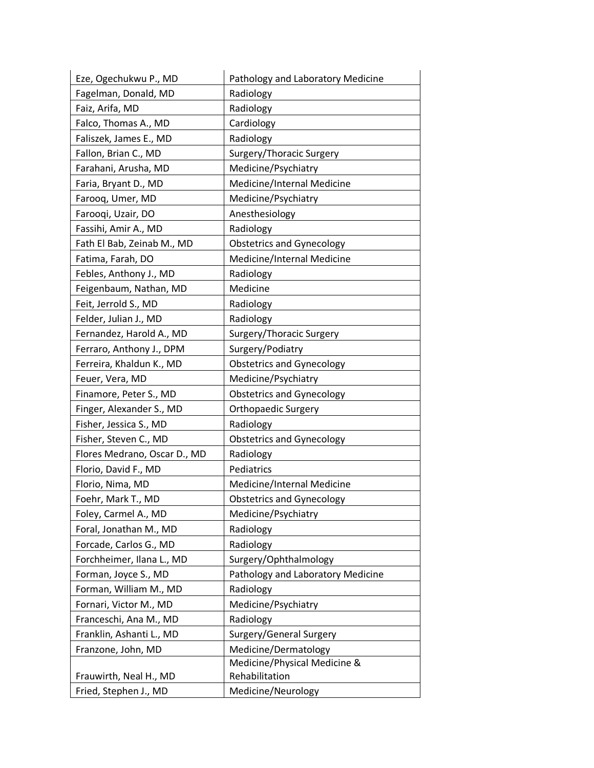| | |
|---|---|
| Eze, Ogechukwu P., MD | Pathology and Laboratory Medicine |
| Fagelman, Donald, MD | Radiology |
| Faiz, Arifa, MD | Radiology |
| Falco, Thomas A., MD | Cardiology |
| Faliszek, James E., MD | Radiology |
| Fallon, Brian C., MD | Surgery/Thoracic Surgery |
| Farahani, Arusha, MD | Medicine/Psychiatry |
| Faria, Bryant D., MD | Medicine/Internal Medicine |
| Farooq, Umer, MD | Medicine/Psychiatry |
| Farooqi, Uzair, DO | Anesthesiology |
| Fassihi, Amir A., MD | Radiology |
| Fath El Bab, Zeinab M., MD | Obstetrics and Gynecology |
| Fatima, Farah, DO | Medicine/Internal Medicine |
| Febles, Anthony J., MD | Radiology |
| Feigenbaum, Nathan, MD | Medicine |
| Feit, Jerrold S., MD | Radiology |
| Felder, Julian J., MD | Radiology |
| Fernandez, Harold A., MD | Surgery/Thoracic Surgery |
| Ferraro, Anthony J., DPM | Surgery/Podiatry |
| Ferreira, Khaldun K., MD | Obstetrics and Gynecology |
| Feuer, Vera, MD | Medicine/Psychiatry |
| Finamore, Peter S., MD | Obstetrics and Gynecology |
| Finger, Alexander S., MD | Orthopaedic Surgery |
| Fisher, Jessica S., MD | Radiology |
| Fisher, Steven C., MD | Obstetrics and Gynecology |
| Flores Medrano, Oscar D., MD | Radiology |
| Florio, David F., MD | Pediatrics |
| Florio, Nima, MD | Medicine/Internal Medicine |
| Foehr, Mark T., MD | Obstetrics and Gynecology |
| Foley, Carmel A., MD | Medicine/Psychiatry |
| Foral, Jonathan M., MD | Radiology |
| Forcade, Carlos G., MD | Radiology |
| Forchheimer, Ilana L., MD | Surgery/Ophthalmology |
| Forman, Joyce S., MD | Pathology and Laboratory Medicine |
| Forman, William M., MD | Radiology |
| Fornari, Victor M., MD | Medicine/Psychiatry |
| Franceschi, Ana M., MD | Radiology |
| Franklin, Ashanti L., MD | Surgery/General Surgery |
| Franzone, John, MD | Medicine/Dermatology |
| Frauwirth, Neal H., MD | Medicine/Physical Medicine & Rehabilitation |
| Fried, Stephen J., MD | Medicine/Neurology |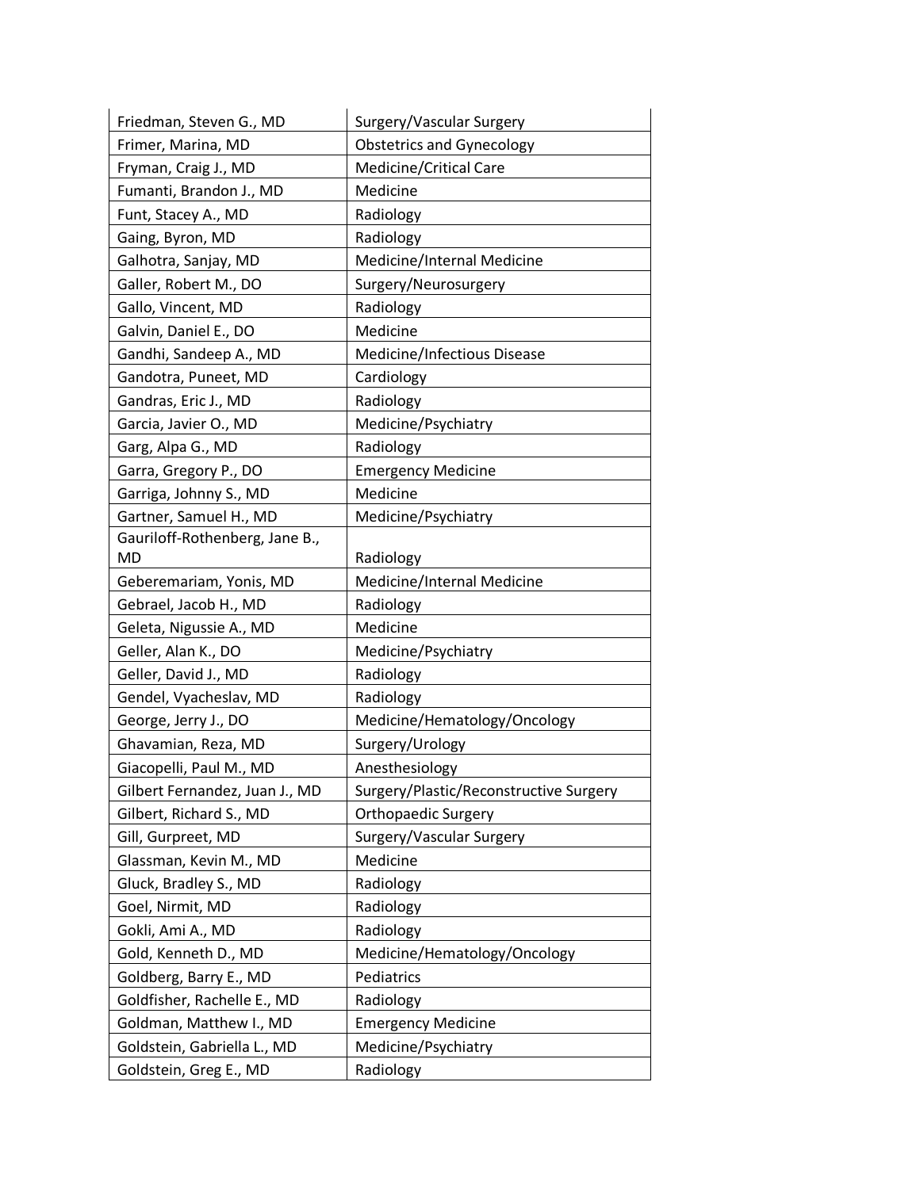| Friedman, Steven G., MD | Surgery/Vascular Surgery |
|---|---|
| Frimer, Marina, MD | Obstetrics and Gynecology |
| Fryman, Craig J., MD | Medicine/Critical Care |
| Fumanti, Brandon J., MD | Medicine |
| Funt, Stacey A., MD | Radiology |
| Gaing, Byron, MD | Radiology |
| Galhotra, Sanjay, MD | Medicine/Internal Medicine |
| Galler, Robert M., DO | Surgery/Neurosurgery |
| Gallo, Vincent, MD | Radiology |
| Galvin, Daniel E., DO | Medicine |
| Gandhi, Sandeep A., MD | Medicine/Infectious Disease |
| Gandotra, Puneet, MD | Cardiology |
| Gandras, Eric J., MD | Radiology |
| Garcia, Javier O., MD | Medicine/Psychiatry |
| Garg, Alpa G., MD | Radiology |
| Garra, Gregory P., DO | Emergency Medicine |
| Garriga, Johnny S., MD | Medicine |
| Gartner, Samuel H., MD | Medicine/Psychiatry |
| Gauriloff-Rothenberg, Jane B., MD | Radiology |
| Geberemariam, Yonis, MD | Medicine/Internal Medicine |
| Gebrael, Jacob H., MD | Radiology |
| Geleta, Nigussie A., MD | Medicine |
| Geller, Alan K., DO | Medicine/Psychiatry |
| Geller, David J., MD | Radiology |
| Gendel, Vyacheslav, MD | Radiology |
| George, Jerry J., DO | Medicine/Hematology/Oncology |
| Ghavamian, Reza, MD | Surgery/Urology |
| Giacopelli, Paul M., MD | Anesthesiology |
| Gilbert Fernandez, Juan J., MD | Surgery/Plastic/Reconstructive Surgery |
| Gilbert, Richard S., MD | Orthopaedic Surgery |
| Gill, Gurpreet, MD | Surgery/Vascular Surgery |
| Glassman, Kevin M., MD | Medicine |
| Gluck, Bradley S., MD | Radiology |
| Goel, Nirmit, MD | Radiology |
| Gokli, Ami A., MD | Radiology |
| Gold, Kenneth D., MD | Medicine/Hematology/Oncology |
| Goldberg, Barry E., MD | Pediatrics |
| Goldfisher, Rachelle E., MD | Radiology |
| Goldman, Matthew I., MD | Emergency Medicine |
| Goldstein, Gabriella L., MD | Medicine/Psychiatry |
| Goldstein, Greg E., MD | Radiology |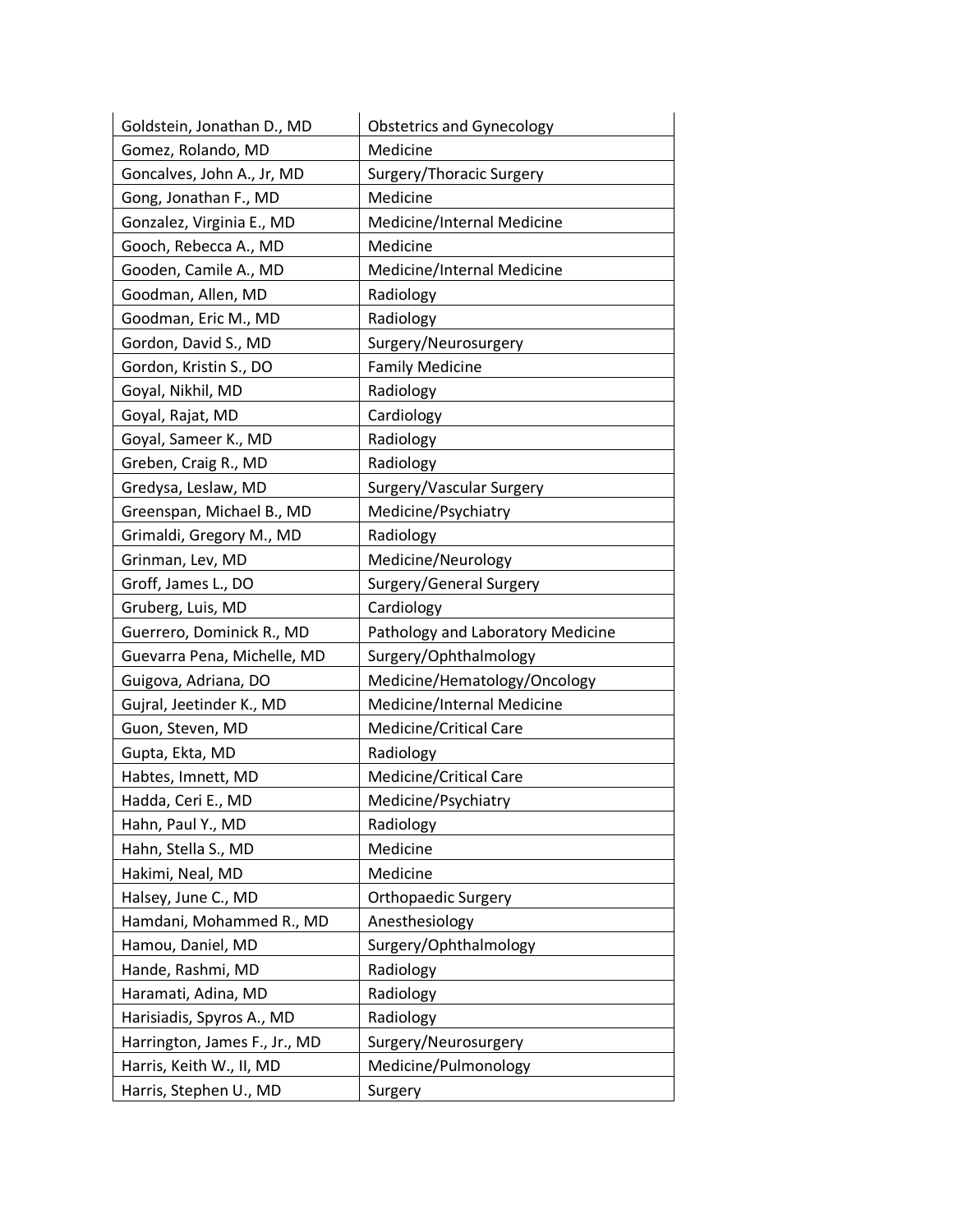| | |
|---|---|
| Goldstein, Jonathan D., MD | Obstetrics and Gynecology |
| Gomez, Rolando, MD | Medicine |
| Goncalves, John A., Jr, MD | Surgery/Thoracic Surgery |
| Gong, Jonathan F., MD | Medicine |
| Gonzalez, Virginia E., MD | Medicine/Internal Medicine |
| Gooch, Rebecca A., MD | Medicine |
| Gooden, Camile A., MD | Medicine/Internal Medicine |
| Goodman, Allen, MD | Radiology |
| Goodman, Eric M., MD | Radiology |
| Gordon, David S., MD | Surgery/Neurosurgery |
| Gordon, Kristin S., DO | Family Medicine |
| Goyal, Nikhil, MD | Radiology |
| Goyal, Rajat, MD | Cardiology |
| Goyal, Sameer K., MD | Radiology |
| Greben, Craig R., MD | Radiology |
| Gredysa, Leslaw, MD | Surgery/Vascular Surgery |
| Greenspan, Michael B., MD | Medicine/Psychiatry |
| Grimaldi, Gregory M., MD | Radiology |
| Grinman, Lev, MD | Medicine/Neurology |
| Groff, James L., DO | Surgery/General Surgery |
| Gruberg, Luis, MD | Cardiology |
| Guerrero, Dominick R., MD | Pathology and Laboratory Medicine |
| Guevarra Pena, Michelle, MD | Surgery/Ophthalmology |
| Guigova, Adriana, DO | Medicine/Hematology/Oncology |
| Gujral, Jeetinder K., MD | Medicine/Internal Medicine |
| Guon, Steven, MD | Medicine/Critical Care |
| Gupta, Ekta, MD | Radiology |
| Habtes, Imnett, MD | Medicine/Critical Care |
| Hadda, Ceri E., MD | Medicine/Psychiatry |
| Hahn, Paul Y., MD | Radiology |
| Hahn, Stella S., MD | Medicine |
| Hakimi, Neal, MD | Medicine |
| Halsey, June C., MD | Orthopaedic Surgery |
| Hamdani, Mohammed R., MD | Anesthesiology |
| Hamou, Daniel, MD | Surgery/Ophthalmology |
| Hande, Rashmi, MD | Radiology |
| Haramati, Adina, MD | Radiology |
| Harisiadis, Spyros A., MD | Radiology |
| Harrington, James F., Jr., MD | Surgery/Neurosurgery |
| Harris, Keith W., II, MD | Medicine/Pulmonology |
| Harris, Stephen U., MD | Surgery |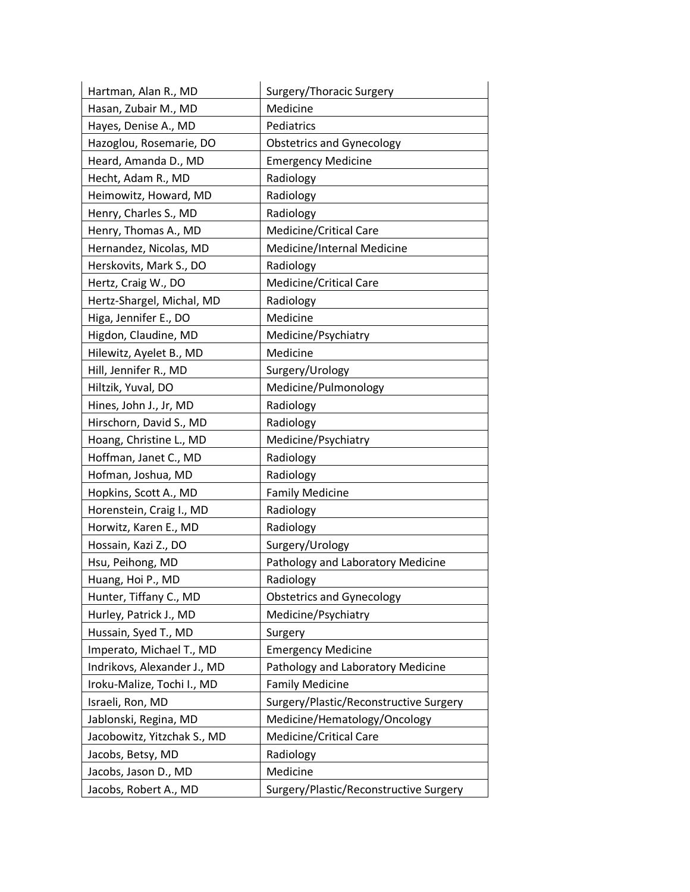| Hartman, Alan R., MD | Surgery/Thoracic Surgery |
|---|---|
| Hasan, Zubair M., MD | Medicine |
| Hayes, Denise A., MD | Pediatrics |
| Hazoglou, Rosemarie, DO | Obstetrics and Gynecology |
| Heard, Amanda D., MD | Emergency Medicine |
| Hecht, Adam R., MD | Radiology |
| Heimowitz, Howard, MD | Radiology |
| Henry, Charles S., MD | Radiology |
| Henry, Thomas A., MD | Medicine/Critical Care |
| Hernandez, Nicolas, MD | Medicine/Internal Medicine |
| Herskovits, Mark S., DO | Radiology |
| Hertz, Craig W., DO | Medicine/Critical Care |
| Hertz-Shargel, Michal, MD | Radiology |
| Higa, Jennifer E., DO | Medicine |
| Higdon, Claudine, MD | Medicine/Psychiatry |
| Hilewitz, Ayelet B., MD | Medicine |
| Hill, Jennifer R., MD | Surgery/Urology |
| Hiltzik, Yuval, DO | Medicine/Pulmonology |
| Hines, John J., Jr, MD | Radiology |
| Hirschorn, David S., MD | Radiology |
| Hoang, Christine L., MD | Medicine/Psychiatry |
| Hoffman, Janet C., MD | Radiology |
| Hofman, Joshua, MD | Radiology |
| Hopkins, Scott A., MD | Family Medicine |
| Horenstein, Craig I., MD | Radiology |
| Horwitz, Karen E., MD | Radiology |
| Hossain, Kazi Z., DO | Surgery/Urology |
| Hsu, Peihong, MD | Pathology and Laboratory Medicine |
| Huang, Hoi P., MD | Radiology |
| Hunter, Tiffany C., MD | Obstetrics and Gynecology |
| Hurley, Patrick J., MD | Medicine/Psychiatry |
| Hussain, Syed T., MD | Surgery |
| Imperato, Michael T., MD | Emergency Medicine |
| Indrikovs, Alexander J., MD | Pathology and Laboratory Medicine |
| Iroku-Malize, Tochi I., MD | Family Medicine |
| Israeli, Ron, MD | Surgery/Plastic/Reconstructive Surgery |
| Jablonski, Regina, MD | Medicine/Hematology/Oncology |
| Jacobowitz, Yitzchak S., MD | Medicine/Critical Care |
| Jacobs, Betsy, MD | Radiology |
| Jacobs, Jason D., MD | Medicine |
| Jacobs, Robert A., MD | Surgery/Plastic/Reconstructive Surgery |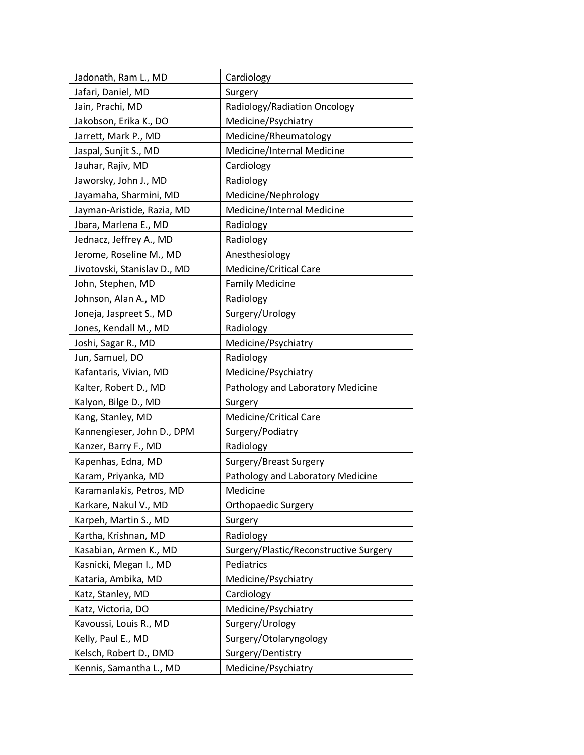| | |
|---|---|
| Jadonath, Ram L., MD | Cardiology |
| Jafari, Daniel, MD | Surgery |
| Jain, Prachi, MD | Radiology/Radiation Oncology |
| Jakobson, Erika K., DO | Medicine/Psychiatry |
| Jarrett, Mark P., MD | Medicine/Rheumatology |
| Jaspal, Sunjit S., MD | Medicine/Internal Medicine |
| Jauhar, Rajiv, MD | Cardiology |
| Jaworsky, John J., MD | Radiology |
| Jayamaha, Sharmini, MD | Medicine/Nephrology |
| Jayman-Aristide, Razia, MD | Medicine/Internal Medicine |
| Jbara, Marlena E., MD | Radiology |
| Jednacz, Jeffrey A., MD | Radiology |
| Jerome, Roseline M., MD | Anesthesiology |
| Jivotovski, Stanislav D., MD | Medicine/Critical Care |
| John, Stephen, MD | Family Medicine |
| Johnson, Alan A., MD | Radiology |
| Joneja, Jaspreet S., MD | Surgery/Urology |
| Jones, Kendall M., MD | Radiology |
| Joshi, Sagar R., MD | Medicine/Psychiatry |
| Jun, Samuel, DO | Radiology |
| Kafantaris, Vivian, MD | Medicine/Psychiatry |
| Kalter, Robert D., MD | Pathology and Laboratory Medicine |
| Kalyon, Bilge D., MD | Surgery |
| Kang, Stanley, MD | Medicine/Critical Care |
| Kannengieser, John D., DPM | Surgery/Podiatry |
| Kanzer, Barry F., MD | Radiology |
| Kapenhas, Edna, MD | Surgery/Breast Surgery |
| Karam, Priyanka, MD | Pathology and Laboratory Medicine |
| Karamanlakis, Petros, MD | Medicine |
| Karkare, Nakul V., MD | Orthopaedic Surgery |
| Karpeh, Martin S., MD | Surgery |
| Kartha, Krishnan, MD | Radiology |
| Kasabian, Armen K., MD | Surgery/Plastic/Reconstructive Surgery |
| Kasnicki, Megan I., MD | Pediatrics |
| Kataria, Ambika, MD | Medicine/Psychiatry |
| Katz, Stanley, MD | Cardiology |
| Katz, Victoria, DO | Medicine/Psychiatry |
| Kavoussi, Louis R., MD | Surgery/Urology |
| Kelly, Paul E., MD | Surgery/Otolaryngology |
| Kelsch, Robert D., DMD | Surgery/Dentistry |
| Kennis, Samantha L., MD | Medicine/Psychiatry |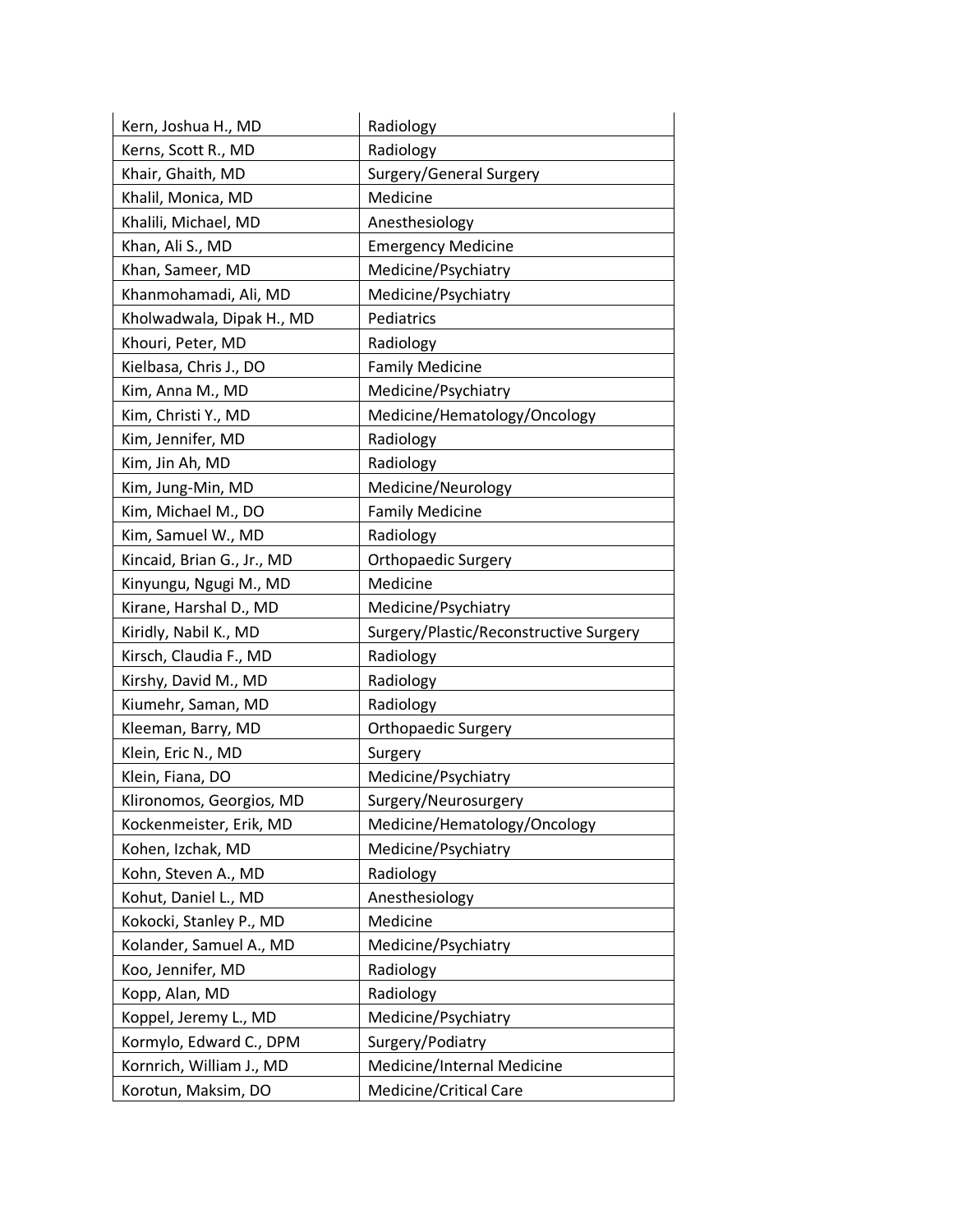| Kern, Joshua H., MD | Radiology |
|---|---|
| Kerns, Scott R., MD | Radiology |
| Khair, Ghaith, MD | Surgery/General Surgery |
| Khalil, Monica, MD | Medicine |
| Khalili, Michael, MD | Anesthesiology |
| Khan, Ali S., MD | Emergency Medicine |
| Khan, Sameer, MD | Medicine/Psychiatry |
| Khanmohamadi, Ali, MD | Medicine/Psychiatry |
| Kholwadwala, Dipak H., MD | Pediatrics |
| Khouri, Peter, MD | Radiology |
| Kielbasa, Chris J., DO | Family Medicine |
| Kim, Anna M., MD | Medicine/Psychiatry |
| Kim, Christi Y., MD | Medicine/Hematology/Oncology |
| Kim, Jennifer, MD | Radiology |
| Kim, Jin Ah, MD | Radiology |
| Kim, Jung-Min, MD | Medicine/Neurology |
| Kim, Michael M., DO | Family Medicine |
| Kim, Samuel W., MD | Radiology |
| Kincaid, Brian G., Jr., MD | Orthopaedic Surgery |
| Kinyungu, Ngugi M., MD | Medicine |
| Kirane, Harshal D., MD | Medicine/Psychiatry |
| Kiridly, Nabil K., MD | Surgery/Plastic/Reconstructive Surgery |
| Kirsch, Claudia F., MD | Radiology |
| Kirshy, David M., MD | Radiology |
| Kiumehr, Saman, MD | Radiology |
| Kleeman, Barry, MD | Orthopaedic Surgery |
| Klein, Eric N., MD | Surgery |
| Klein, Fiana, DO | Medicine/Psychiatry |
| Klironomos, Georgios, MD | Surgery/Neurosurgery |
| Kockenmeister, Erik, MD | Medicine/Hematology/Oncology |
| Kohen, Izchak, MD | Medicine/Psychiatry |
| Kohn, Steven A., MD | Radiology |
| Kohut, Daniel L., MD | Anesthesiology |
| Kokocki, Stanley P., MD | Medicine |
| Kolander, Samuel A., MD | Medicine/Psychiatry |
| Koo, Jennifer, MD | Radiology |
| Kopp, Alan, MD | Radiology |
| Koppel, Jeremy L., MD | Medicine/Psychiatry |
| Kormylo, Edward C., DPM | Surgery/Podiatry |
| Kornrich, William J., MD | Medicine/Internal Medicine |
| Korotun, Maksim, DO | Medicine/Critical Care |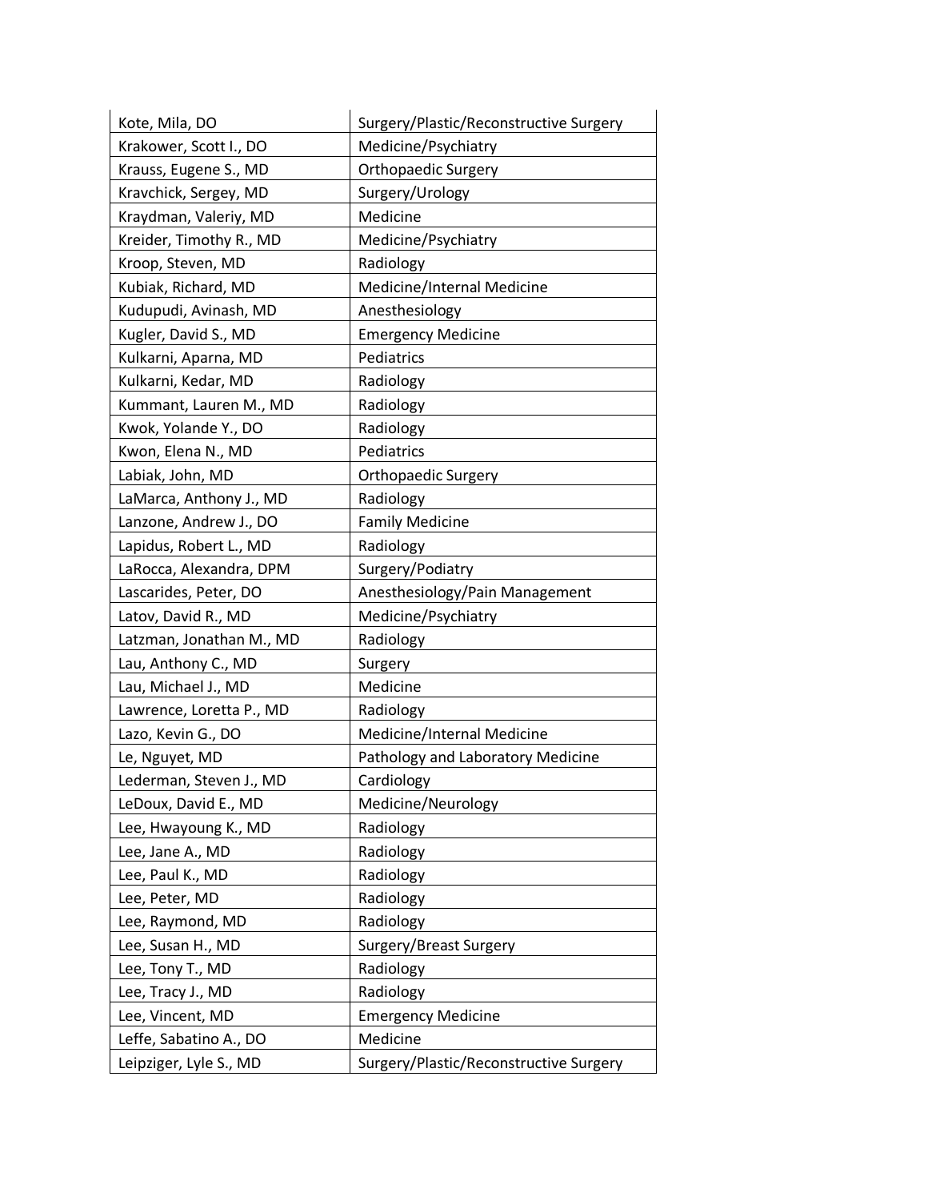| Kote, Mila, DO | Surgery/Plastic/Reconstructive Surgery |
|---|---|
| Krakower, Scott I., DO | Medicine/Psychiatry |
| Krauss, Eugene S., MD | Orthopaedic Surgery |
| Kravchick, Sergey, MD | Surgery/Urology |
| Kraydman, Valeriy, MD | Medicine |
| Kreider, Timothy R., MD | Medicine/Psychiatry |
| Kroop, Steven, MD | Radiology |
| Kubiak, Richard, MD | Medicine/Internal Medicine |
| Kudupudi, Avinash, MD | Anesthesiology |
| Kugler, David S., MD | Emergency Medicine |
| Kulkarni, Aparna, MD | Pediatrics |
| Kulkarni, Kedar, MD | Radiology |
| Kummant, Lauren M., MD | Radiology |
| Kwok, Yolande Y., DO | Radiology |
| Kwon, Elena N., MD | Pediatrics |
| Labiak, John, MD | Orthopaedic Surgery |
| LaMarca, Anthony J., MD | Radiology |
| Lanzone, Andrew J., DO | Family Medicine |
| Lapidus, Robert L., MD | Radiology |
| LaRocca, Alexandra, DPM | Surgery/Podiatry |
| Lascarides, Peter, DO | Anesthesiology/Pain Management |
| Latov, David R., MD | Medicine/Psychiatry |
| Latzman, Jonathan M., MD | Radiology |
| Lau, Anthony C., MD | Surgery |
| Lau, Michael J., MD | Medicine |
| Lawrence, Loretta P., MD | Radiology |
| Lazo, Kevin G., DO | Medicine/Internal Medicine |
| Le, Nguyet, MD | Pathology and Laboratory Medicine |
| Lederman, Steven J., MD | Cardiology |
| LeDoux, David E., MD | Medicine/Neurology |
| Lee, Hwayoung K., MD | Radiology |
| Lee, Jane A., MD | Radiology |
| Lee, Paul K., MD | Radiology |
| Lee, Peter, MD | Radiology |
| Lee, Raymond, MD | Radiology |
| Lee, Susan H., MD | Surgery/Breast Surgery |
| Lee, Tony T., MD | Radiology |
| Lee, Tracy J., MD | Radiology |
| Lee, Vincent, MD | Emergency Medicine |
| Leffe, Sabatino A., DO | Medicine |
| Leipziger, Lyle S., MD | Surgery/Plastic/Reconstructive Surgery |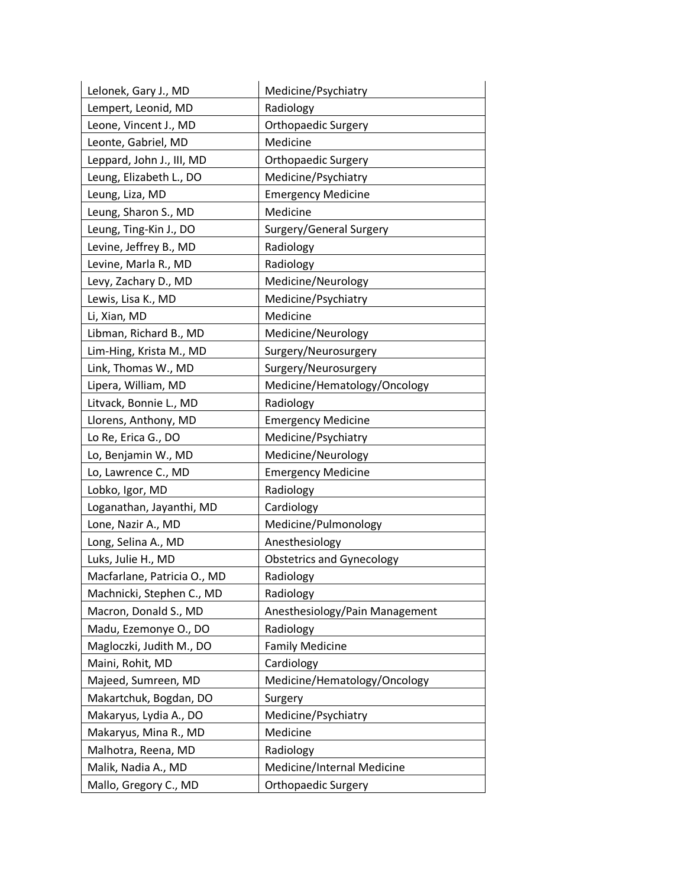| | |
|---|---|
| Lelonek, Gary J., MD | Medicine/Psychiatry |
| Lempert, Leonid, MD | Radiology |
| Leone, Vincent J., MD | Orthopaedic Surgery |
| Leonte, Gabriel, MD | Medicine |
| Leppard, John J., III, MD | Orthopaedic Surgery |
| Leung, Elizabeth L., DO | Medicine/Psychiatry |
| Leung, Liza, MD | Emergency Medicine |
| Leung, Sharon S., MD | Medicine |
| Leung, Ting-Kin J., DO | Surgery/General Surgery |
| Levine, Jeffrey B., MD | Radiology |
| Levine, Marla R., MD | Radiology |
| Levy, Zachary D., MD | Medicine/Neurology |
| Lewis, Lisa K., MD | Medicine/Psychiatry |
| Li, Xian, MD | Medicine |
| Libman, Richard B., MD | Medicine/Neurology |
| Lim-Hing, Krista M., MD | Surgery/Neurosurgery |
| Link, Thomas W., MD | Surgery/Neurosurgery |
| Lipera, William, MD | Medicine/Hematology/Oncology |
| Litvack, Bonnie L., MD | Radiology |
| Llorens, Anthony, MD | Emergency Medicine |
| Lo Re, Erica G., DO | Medicine/Psychiatry |
| Lo, Benjamin W., MD | Medicine/Neurology |
| Lo, Lawrence C., MD | Emergency Medicine |
| Lobko, Igor, MD | Radiology |
| Loganathan, Jayanthi, MD | Cardiology |
| Lone, Nazir A., MD | Medicine/Pulmonology |
| Long, Selina A., MD | Anesthesiology |
| Luks, Julie H., MD | Obstetrics and Gynecology |
| Macfarlane, Patricia O., MD | Radiology |
| Machnicki, Stephen C., MD | Radiology |
| Macron, Donald S., MD | Anesthesiology/Pain Management |
| Madu, Ezemonye O., DO | Radiology |
| Magloczki, Judith M., DO | Family Medicine |
| Maini, Rohit, MD | Cardiology |
| Majeed, Sumreen, MD | Medicine/Hematology/Oncology |
| Makartchuk, Bogdan, DO | Surgery |
| Makaryus, Lydia A., DO | Medicine/Psychiatry |
| Makaryus, Mina R., MD | Medicine |
| Malhotra, Reena, MD | Radiology |
| Malik, Nadia A., MD | Medicine/Internal Medicine |
| Mallo, Gregory C., MD | Orthopaedic Surgery |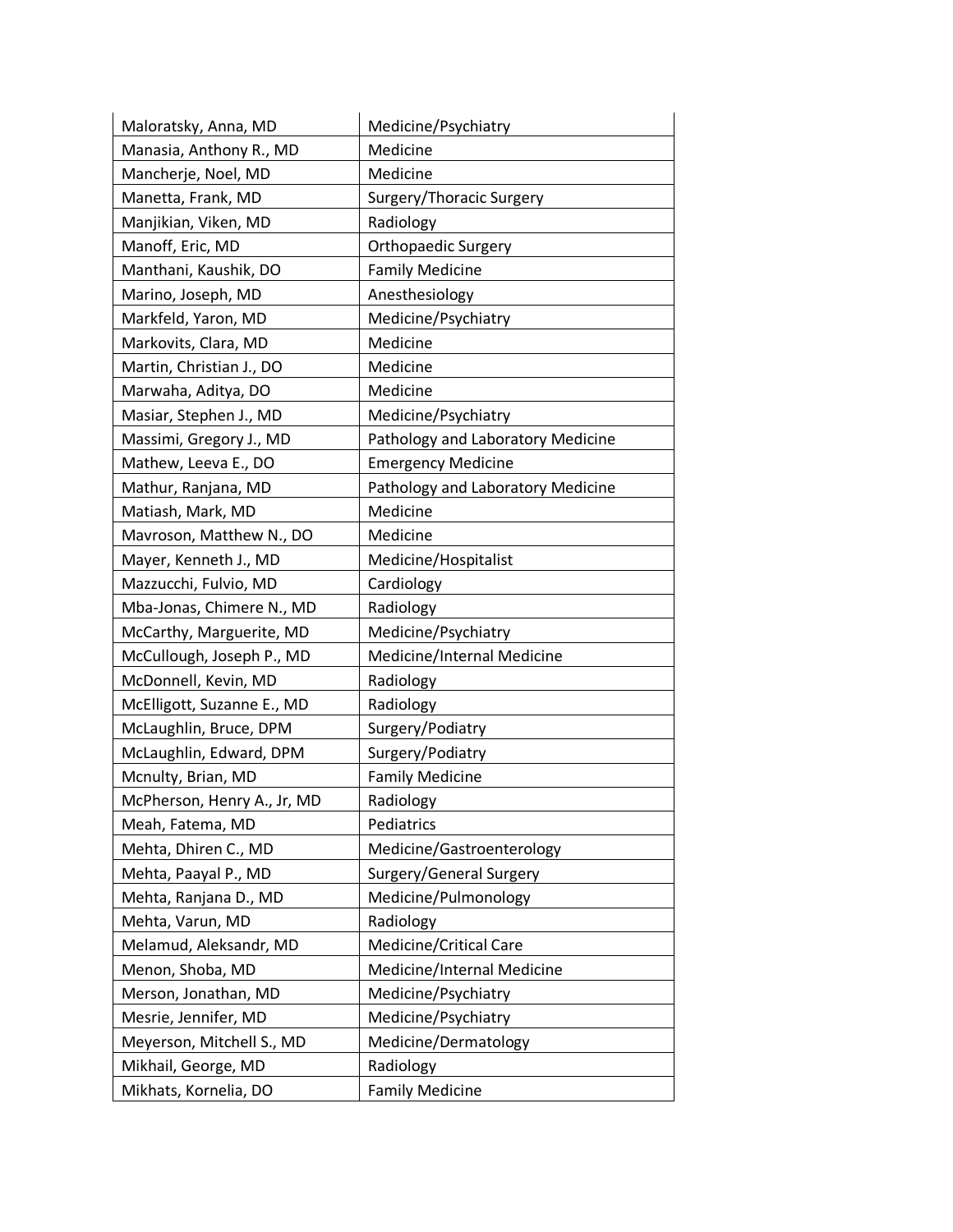| Maloratsky, Anna, MD | Medicine/Psychiatry |
|---|---|
| Manasia, Anthony R., MD | Medicine |
| Mancherje, Noel, MD | Medicine |
| Manetta, Frank, MD | Surgery/Thoracic Surgery |
| Manjikian, Viken, MD | Radiology |
| Manoff, Eric, MD | Orthopaedic Surgery |
| Manthani, Kaushik, DO | Family Medicine |
| Marino, Joseph, MD | Anesthesiology |
| Markfeld, Yaron, MD | Medicine/Psychiatry |
| Markovits, Clara, MD | Medicine |
| Martin, Christian J., DO | Medicine |
| Marwaha, Aditya, DO | Medicine |
| Masiar, Stephen J., MD | Medicine/Psychiatry |
| Massimi, Gregory J., MD | Pathology and Laboratory Medicine |
| Mathew, Leeva E., DO | Emergency Medicine |
| Mathur, Ranjana, MD | Pathology and Laboratory Medicine |
| Matiash, Mark, MD | Medicine |
| Mavroson, Matthew N., DO | Medicine |
| Mayer, Kenneth J., MD | Medicine/Hospitalist |
| Mazzucchi, Fulvio, MD | Cardiology |
| Mba-Jonas, Chimere N., MD | Radiology |
| McCarthy, Marguerite, MD | Medicine/Psychiatry |
| McCullough, Joseph P., MD | Medicine/Internal Medicine |
| McDonnell, Kevin, MD | Radiology |
| McElligott, Suzanne E., MD | Radiology |
| McLaughlin, Bruce, DPM | Surgery/Podiatry |
| McLaughlin, Edward, DPM | Surgery/Podiatry |
| Mcnulty, Brian, MD | Family Medicine |
| McPherson, Henry A., Jr, MD | Radiology |
| Meah, Fatema, MD | Pediatrics |
| Mehta, Dhiren C., MD | Medicine/Gastroenterology |
| Mehta, Paayal P., MD | Surgery/General Surgery |
| Mehta, Ranjana D., MD | Medicine/Pulmonology |
| Mehta, Varun, MD | Radiology |
| Melamud, Aleksandr, MD | Medicine/Critical Care |
| Menon, Shoba, MD | Medicine/Internal Medicine |
| Merson, Jonathan, MD | Medicine/Psychiatry |
| Mesrie, Jennifer, MD | Medicine/Psychiatry |
| Meyerson, Mitchell S., MD | Medicine/Dermatology |
| Mikhail, George, MD | Radiology |
| Mikhats, Kornelia, DO | Family Medicine |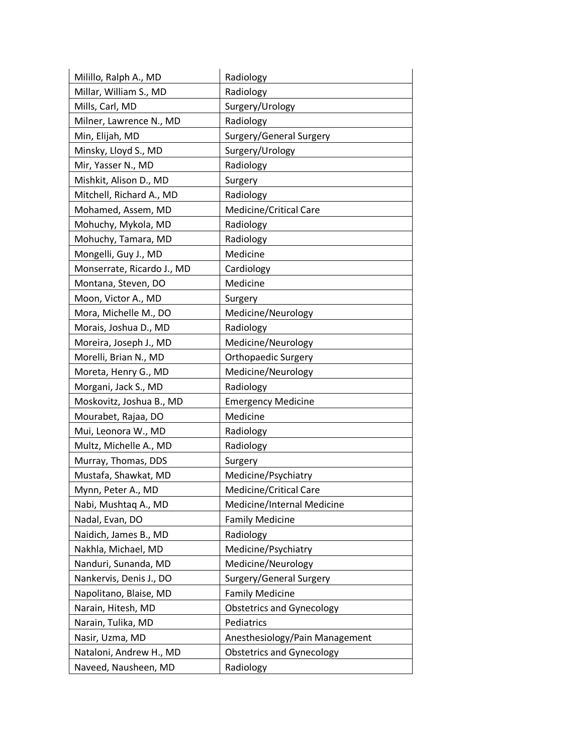| Milillo, Ralph A., MD | Radiology |
|---|---|
| Millar, William S., MD | Radiology |
| Mills, Carl, MD | Surgery/Urology |
| Milner, Lawrence N., MD | Radiology |
| Min, Elijah, MD | Surgery/General Surgery |
| Minsky, Lloyd S., MD | Surgery/Urology |
| Mir, Yasser N., MD | Radiology |
| Mishkit, Alison D., MD | Surgery |
| Mitchell, Richard A., MD | Radiology |
| Mohamed, Assem, MD | Medicine/Critical Care |
| Mohuchy, Mykola, MD | Radiology |
| Mohuchy, Tamara, MD | Radiology |
| Mongelli, Guy J., MD | Medicine |
| Monserrate, Ricardo J., MD | Cardiology |
| Montana, Steven, DO | Medicine |
| Moon, Victor A., MD | Surgery |
| Mora, Michelle M., DO | Medicine/Neurology |
| Morais, Joshua D., MD | Radiology |
| Moreira, Joseph J., MD | Medicine/Neurology |
| Morelli, Brian N., MD | Orthopaedic Surgery |
| Moreta, Henry G., MD | Medicine/Neurology |
| Morgani, Jack S., MD | Radiology |
| Moskovitz, Joshua B., MD | Emergency Medicine |
| Mourabet, Rajaa, DO | Medicine |
| Mui, Leonora W., MD | Radiology |
| Multz, Michelle A., MD | Radiology |
| Murray, Thomas, DDS | Surgery |
| Mustafa, Shawkat, MD | Medicine/Psychiatry |
| Mynn, Peter A., MD | Medicine/Critical Care |
| Nabi, Mushtaq A., MD | Medicine/Internal Medicine |
| Nadal, Evan, DO | Family Medicine |
| Naidich, James B., MD | Radiology |
| Nakhla, Michael, MD | Medicine/Psychiatry |
| Nanduri, Sunanda, MD | Medicine/Neurology |
| Nankervis, Denis J., DO | Surgery/General Surgery |
| Napolitano, Blaise, MD | Family Medicine |
| Narain, Hitesh, MD | Obstetrics and Gynecology |
| Narain, Tulika, MD | Pediatrics |
| Nasir, Uzma, MD | Anesthesiology/Pain Management |
| Nataloni, Andrew H., MD | Obstetrics and Gynecology |
| Naveed, Nausheen, MD | Radiology |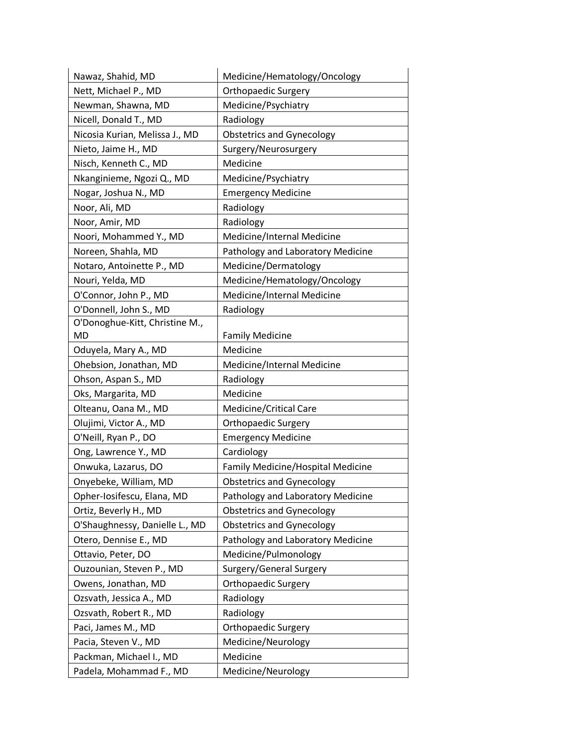| | |
|---|---|
| Nawaz, Shahid, MD | Medicine/Hematology/Oncology |
| Nett, Michael P., MD | Orthopaedic Surgery |
| Newman, Shawna, MD | Medicine/Psychiatry |
| Nicell, Donald T., MD | Radiology |
| Nicosia Kurian, Melissa J., MD | Obstetrics and Gynecology |
| Nieto, Jaime H., MD | Surgery/Neurosurgery |
| Nisch, Kenneth C., MD | Medicine |
| Nkanginieme, Ngozi Q., MD | Medicine/Psychiatry |
| Nogar, Joshua N., MD | Emergency Medicine |
| Noor, Ali, MD | Radiology |
| Noor, Amir, MD | Radiology |
| Noori, Mohammed Y., MD | Medicine/Internal Medicine |
| Noreen, Shahla, MD | Pathology and Laboratory Medicine |
| Notaro, Antoinette P., MD | Medicine/Dermatology |
| Nouri, Yelda, MD | Medicine/Hematology/Oncology |
| O'Connor, John P., MD | Medicine/Internal Medicine |
| O'Donnell, John S., MD | Radiology |
| O'Donoghue-Kitt, Christine M., MD | Family Medicine |
| Oduyela, Mary A., MD | Medicine |
| Ohebsion, Jonathan, MD | Medicine/Internal Medicine |
| Ohson, Aspan S., MD | Radiology |
| Oks, Margarita, MD | Medicine |
| Olteanu, Oana M., MD | Medicine/Critical Care |
| Olujimi, Victor A., MD | Orthopaedic Surgery |
| O'Neill, Ryan P., DO | Emergency Medicine |
| Ong, Lawrence Y., MD | Cardiology |
| Onwuka, Lazarus, DO | Family Medicine/Hospital Medicine |
| Onyebeke, William, MD | Obstetrics and Gynecology |
| Opher-Iosifescu, Elana, MD | Pathology and Laboratory Medicine |
| Ortiz, Beverly H., MD | Obstetrics and Gynecology |
| O'Shaughnessy, Danielle L., MD | Obstetrics and Gynecology |
| Otero, Dennise E., MD | Pathology and Laboratory Medicine |
| Ottavio, Peter, DO | Medicine/Pulmonology |
| Ouzounian, Steven P., MD | Surgery/General Surgery |
| Owens, Jonathan, MD | Orthopaedic Surgery |
| Ozsvath, Jessica A., MD | Radiology |
| Ozsvath, Robert R., MD | Radiology |
| Paci, James M., MD | Orthopaedic Surgery |
| Pacia, Steven V., MD | Medicine/Neurology |
| Packman, Michael I., MD | Medicine |
| Padela, Mohammad F., MD | Medicine/Neurology |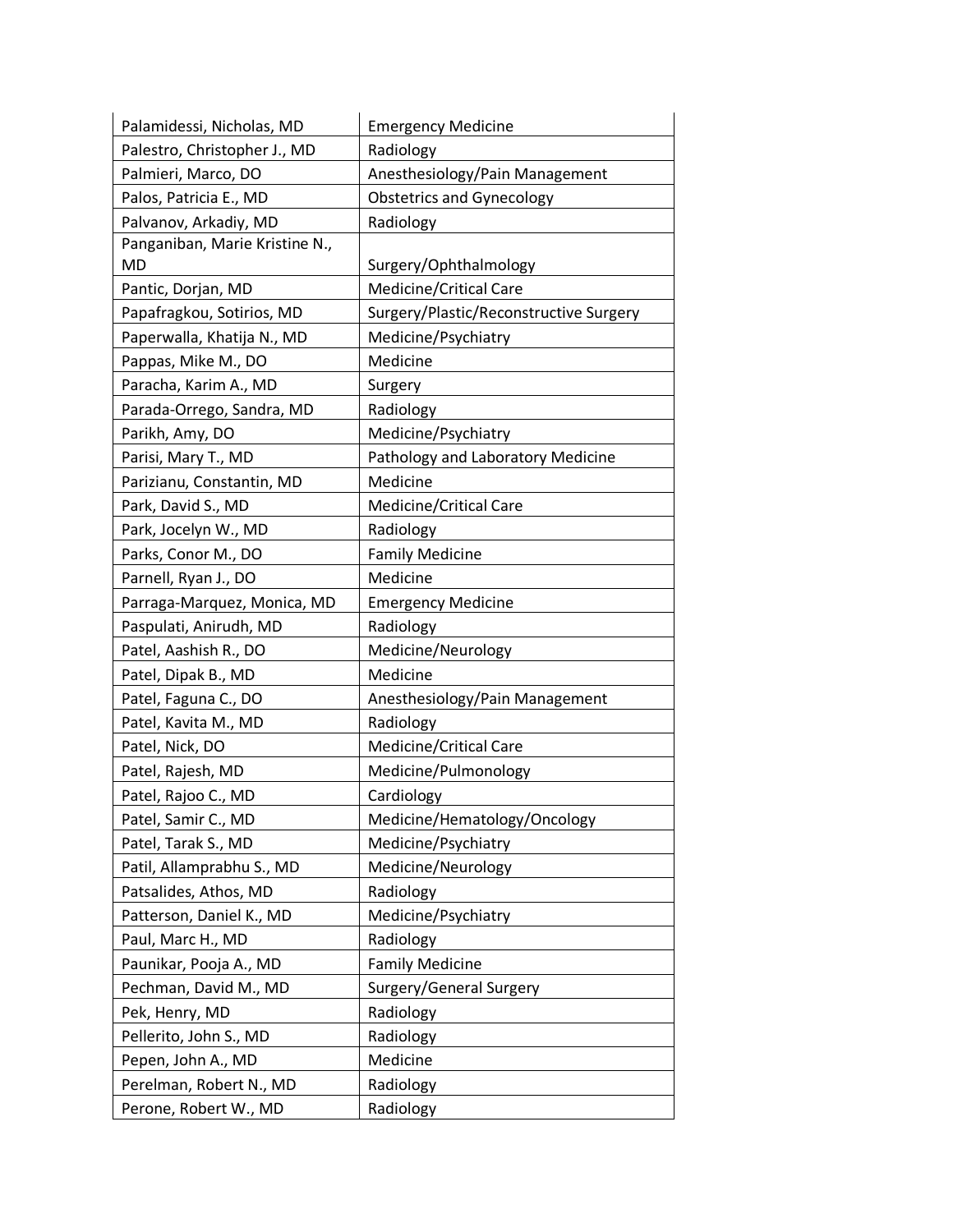| Palamidessi, Nicholas, MD | Emergency Medicine |
|---|---|
| Palestro, Christopher J., MD | Radiology |
| Palmieri, Marco, DO | Anesthesiology/Pain Management |
| Palos, Patricia E., MD | Obstetrics and Gynecology |
| Palvanov, Arkadiy, MD | Radiology |
| Panganiban, Marie Kristine N., MD | Surgery/Ophthalmology |
| Pantic, Dorjan, MD | Medicine/Critical Care |
| Papafragkou, Sotirios, MD | Surgery/Plastic/Reconstructive Surgery |
| Paperwalla, Khatija N., MD | Medicine/Psychiatry |
| Pappas, Mike M., DO | Medicine |
| Paracha, Karim A., MD | Surgery |
| Parada-Orrego, Sandra, MD | Radiology |
| Parikh, Amy, DO | Medicine/Psychiatry |
| Parisi, Mary T., MD | Pathology and Laboratory Medicine |
| Parizianu, Constantin, MD | Medicine |
| Park, David S., MD | Medicine/Critical Care |
| Park, Jocelyn W., MD | Radiology |
| Parks, Conor M., DO | Family Medicine |
| Parnell, Ryan J., DO | Medicine |
| Parraga-Marquez, Monica, MD | Emergency Medicine |
| Paspulati, Anirudh, MD | Radiology |
| Patel, Aashish R., DO | Medicine/Neurology |
| Patel, Dipak B., MD | Medicine |
| Patel, Faguna C., DO | Anesthesiology/Pain Management |
| Patel, Kavita M., MD | Radiology |
| Patel, Nick, DO | Medicine/Critical Care |
| Patel, Rajesh, MD | Medicine/Pulmonology |
| Patel, Rajoo C., MD | Cardiology |
| Patel, Samir C., MD | Medicine/Hematology/Oncology |
| Patel, Tarak S., MD | Medicine/Psychiatry |
| Patil, Allamprabhu S., MD | Medicine/Neurology |
| Patsalides, Athos, MD | Radiology |
| Patterson, Daniel K., MD | Medicine/Psychiatry |
| Paul, Marc H., MD | Radiology |
| Paunikar, Pooja A., MD | Family Medicine |
| Pechman, David M., MD | Surgery/General Surgery |
| Pek, Henry, MD | Radiology |
| Pellerito, John S., MD | Radiology |
| Pepen, John A., MD | Medicine |
| Perelman, Robert N., MD | Radiology |
| Perone, Robert W., MD | Radiology |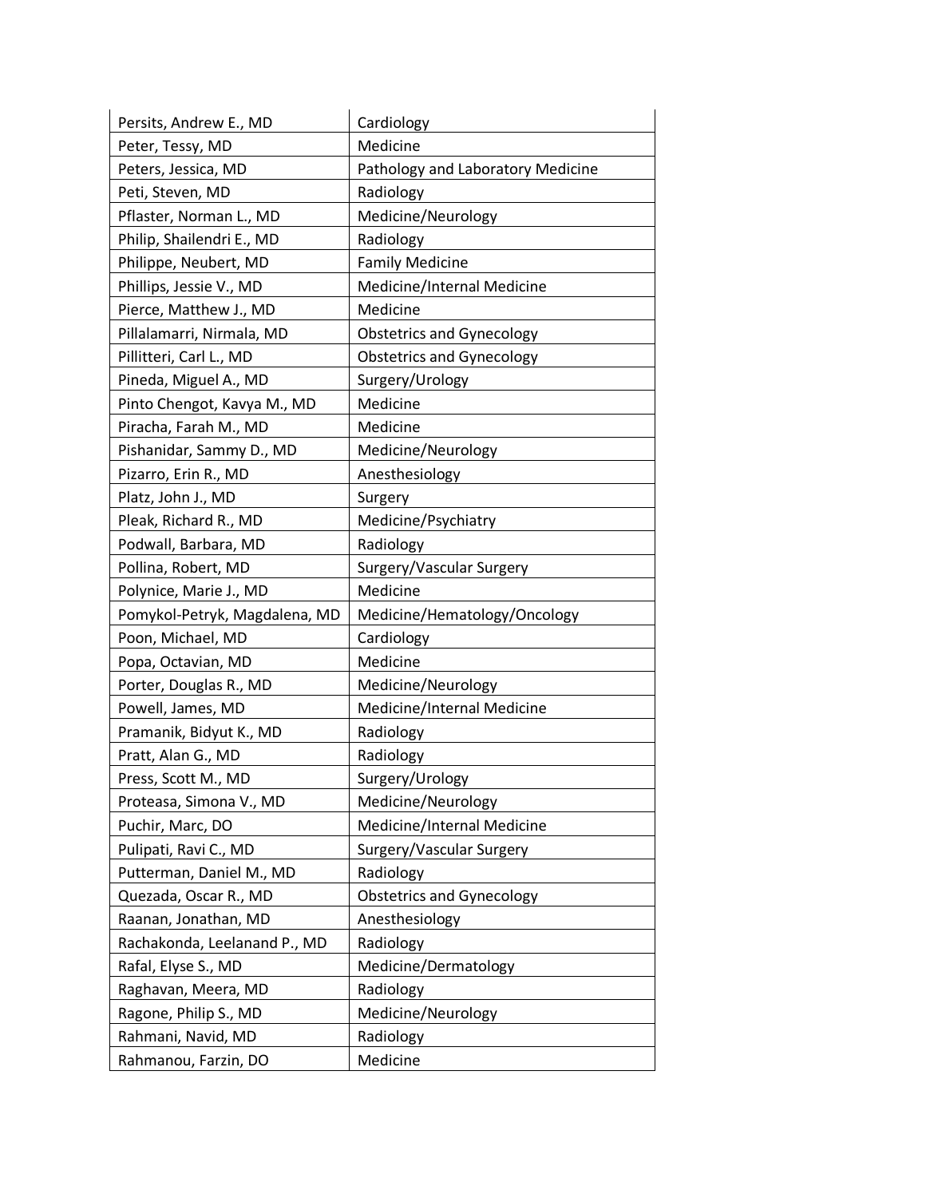| Persits, Andrew E., MD | Cardiology |
|---|---|
| Peter, Tessy, MD | Medicine |
| Peters, Jessica, MD | Pathology and Laboratory Medicine |
| Peti, Steven, MD | Radiology |
| Pflaster, Norman L., MD | Medicine/Neurology |
| Philip, Shailendri E., MD | Radiology |
| Philippe, Neubert, MD | Family Medicine |
| Phillips, Jessie V., MD | Medicine/Internal Medicine |
| Pierce, Matthew J., MD | Medicine |
| Pillalamarri, Nirmala, MD | Obstetrics and Gynecology |
| Pillitteri, Carl L., MD | Obstetrics and Gynecology |
| Pineda, Miguel A., MD | Surgery/Urology |
| Pinto Chengot, Kavya M., MD | Medicine |
| Piracha, Farah M., MD | Medicine |
| Pishanidar, Sammy D., MD | Medicine/Neurology |
| Pizarro, Erin R., MD | Anesthesiology |
| Platz, John J., MD | Surgery |
| Pleak, Richard R., MD | Medicine/Psychiatry |
| Podwall, Barbara, MD | Radiology |
| Pollina, Robert, MD | Surgery/Vascular Surgery |
| Polynice, Marie J., MD | Medicine |
| Pomykol-Petryk, Magdalena, MD | Medicine/Hematology/Oncology |
| Poon, Michael, MD | Cardiology |
| Popa, Octavian, MD | Medicine |
| Porter, Douglas R., MD | Medicine/Neurology |
| Powell, James, MD | Medicine/Internal Medicine |
| Pramanik, Bidyut K., MD | Radiology |
| Pratt, Alan G., MD | Radiology |
| Press, Scott M., MD | Surgery/Urology |
| Proteasa, Simona V., MD | Medicine/Neurology |
| Puchir, Marc, DO | Medicine/Internal Medicine |
| Pulipati, Ravi C., MD | Surgery/Vascular Surgery |
| Putterman, Daniel M., MD | Radiology |
| Quezada, Oscar R., MD | Obstetrics and Gynecology |
| Raanan, Jonathan, MD | Anesthesiology |
| Rachakonda, Leelanand P., MD | Radiology |
| Rafal, Elyse S., MD | Medicine/Dermatology |
| Raghavan, Meera, MD | Radiology |
| Ragone, Philip S., MD | Medicine/Neurology |
| Rahmani, Navid, MD | Radiology |
| Rahmanou, Farzin, DO | Medicine |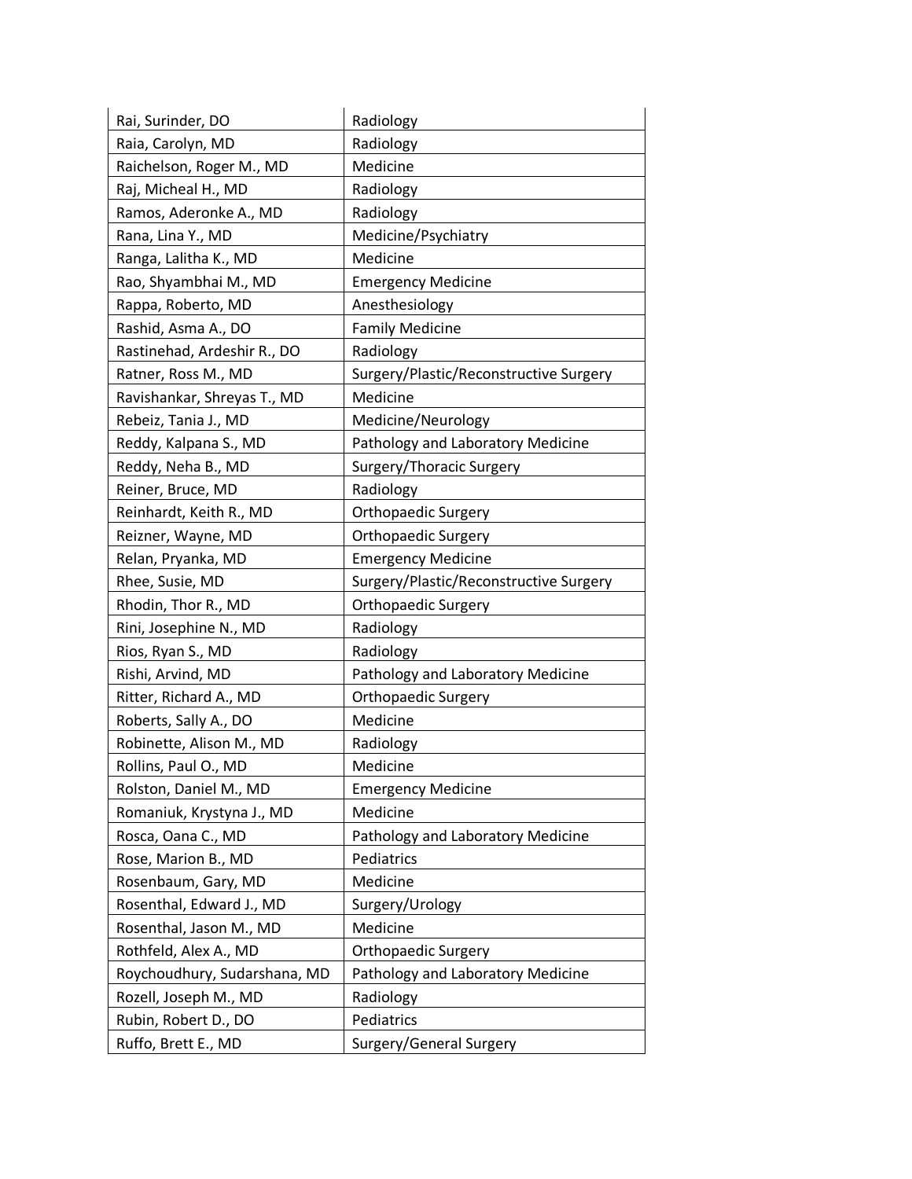| Rai, Surinder, DO | Radiology |
|---|---|
| Raia, Carolyn, MD | Radiology |
| Raichelson, Roger M., MD | Medicine |
| Raj, Micheal H., MD | Radiology |
| Ramos, Aderonke A., MD | Radiology |
| Rana, Lina Y., MD | Medicine/Psychiatry |
| Ranga, Lalitha K., MD | Medicine |
| Rao, Shyambhai M., MD | Emergency Medicine |
| Rappa, Roberto, MD | Anesthesiology |
| Rashid, Asma A., DO | Family Medicine |
| Rastinehad, Ardeshir R., DO | Radiology |
| Ratner, Ross M., MD | Surgery/Plastic/Reconstructive Surgery |
| Ravishankar, Shreyas T., MD | Medicine |
| Rebeiz, Tania J., MD | Medicine/Neurology |
| Reddy, Kalpana S., MD | Pathology and Laboratory Medicine |
| Reddy, Neha B., MD | Surgery/Thoracic Surgery |
| Reiner, Bruce, MD | Radiology |
| Reinhardt, Keith R., MD | Orthopaedic Surgery |
| Reizner, Wayne, MD | Orthopaedic Surgery |
| Relan, Pryanka, MD | Emergency Medicine |
| Rhee, Susie, MD | Surgery/Plastic/Reconstructive Surgery |
| Rhodin, Thor R., MD | Orthopaedic Surgery |
| Rini, Josephine N., MD | Radiology |
| Rios, Ryan S., MD | Radiology |
| Rishi, Arvind, MD | Pathology and Laboratory Medicine |
| Ritter, Richard A., MD | Orthopaedic Surgery |
| Roberts, Sally A., DO | Medicine |
| Robinette, Alison M., MD | Radiology |
| Rollins, Paul O., MD | Medicine |
| Rolston, Daniel M., MD | Emergency Medicine |
| Romaniuk, Krystyna J., MD | Medicine |
| Rosca, Oana C., MD | Pathology and Laboratory Medicine |
| Rose, Marion B., MD | Pediatrics |
| Rosenbaum, Gary, MD | Medicine |
| Rosenthal, Edward J., MD | Surgery/Urology |
| Rosenthal, Jason M., MD | Medicine |
| Rothfeld, Alex A., MD | Orthopaedic Surgery |
| Roychoudhury, Sudarshana, MD | Pathology and Laboratory Medicine |
| Rozell, Joseph M., MD | Radiology |
| Rubin, Robert D., DO | Pediatrics |
| Ruffo, Brett E., MD | Surgery/General Surgery |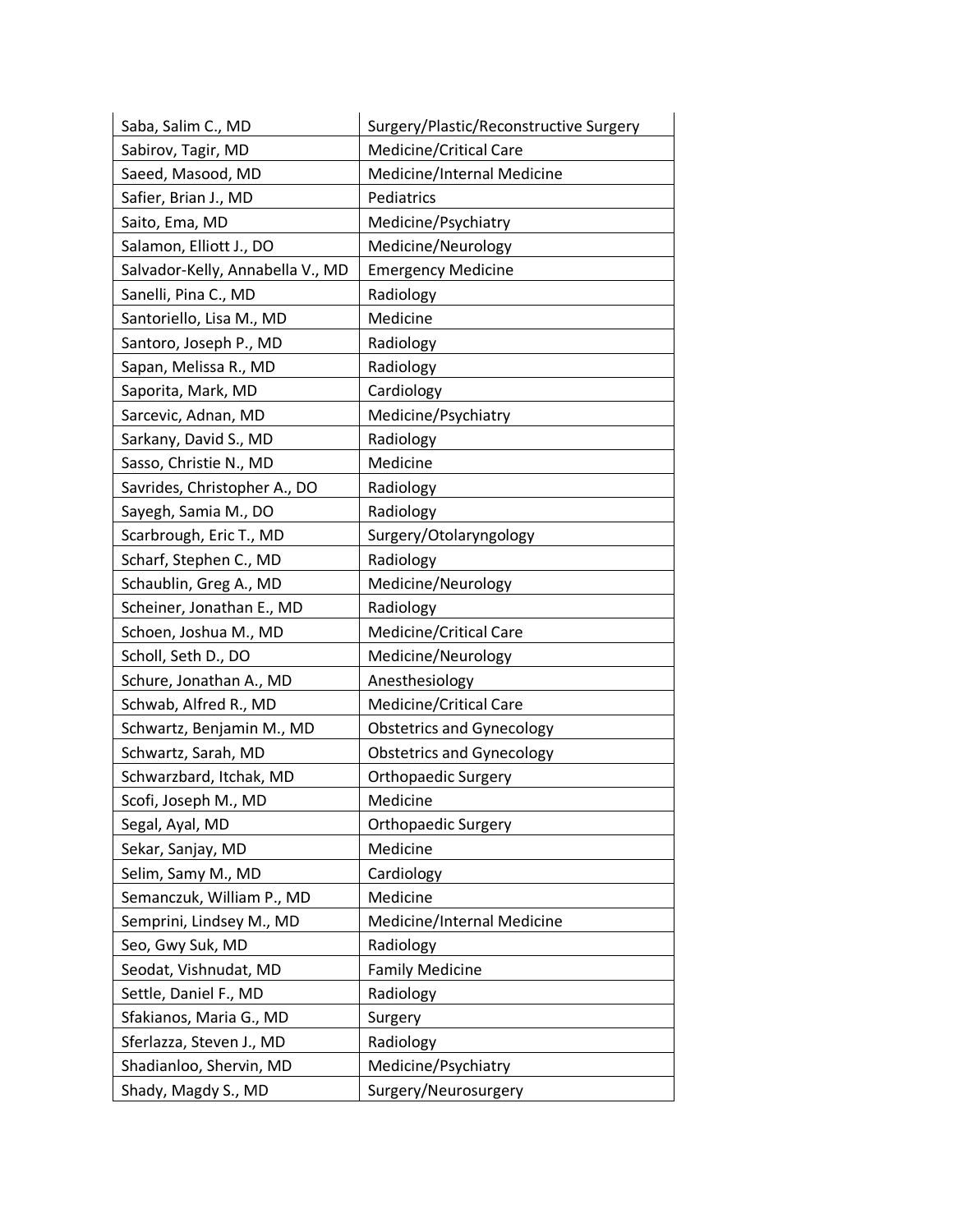| Saba, Salim C., MD | Surgery/Plastic/Reconstructive Surgery |
|---|---|
| Sabirov, Tagir, MD | Medicine/Critical Care |
| Saeed, Masood, MD | Medicine/Internal Medicine |
| Safier, Brian J., MD | Pediatrics |
| Saito, Ema, MD | Medicine/Psychiatry |
| Salamon, Elliott J., DO | Medicine/Neurology |
| Salvador-Kelly, Annabella V., MD | Emergency Medicine |
| Sanelli, Pina C., MD | Radiology |
| Santoriello, Lisa M., MD | Medicine |
| Santoro, Joseph P., MD | Radiology |
| Sapan, Melissa R., MD | Radiology |
| Saporita, Mark, MD | Cardiology |
| Sarcevic, Adnan, MD | Medicine/Psychiatry |
| Sarkany, David S., MD | Radiology |
| Sasso, Christie N., MD | Medicine |
| Savrides, Christopher A., DO | Radiology |
| Sayegh, Samia M., DO | Radiology |
| Scarbrough, Eric T., MD | Surgery/Otolaryngology |
| Scharf, Stephen C., MD | Radiology |
| Schaublin, Greg A., MD | Medicine/Neurology |
| Scheiner, Jonathan E., MD | Radiology |
| Schoen, Joshua M., MD | Medicine/Critical Care |
| Scholl, Seth D., DO | Medicine/Neurology |
| Schure, Jonathan A., MD | Anesthesiology |
| Schwab, Alfred R., MD | Medicine/Critical Care |
| Schwartz, Benjamin M., MD | Obstetrics and Gynecology |
| Schwartz, Sarah, MD | Obstetrics and Gynecology |
| Schwarzbard, Itchak, MD | Orthopaedic Surgery |
| Scofi, Joseph M., MD | Medicine |
| Segal, Ayal, MD | Orthopaedic Surgery |
| Sekar, Sanjay, MD | Medicine |
| Selim, Samy M., MD | Cardiology |
| Semanczuk, William P., MD | Medicine |
| Semprini, Lindsey M., MD | Medicine/Internal Medicine |
| Seo, Gwy Suk, MD | Radiology |
| Seodat, Vishnudat, MD | Family Medicine |
| Settle, Daniel F., MD | Radiology |
| Sfakianos, Maria G., MD | Surgery |
| Sferlazza, Steven J., MD | Radiology |
| Shadianloo, Shervin, MD | Medicine/Psychiatry |
| Shady, Magdy S., MD | Surgery/Neurosurgery |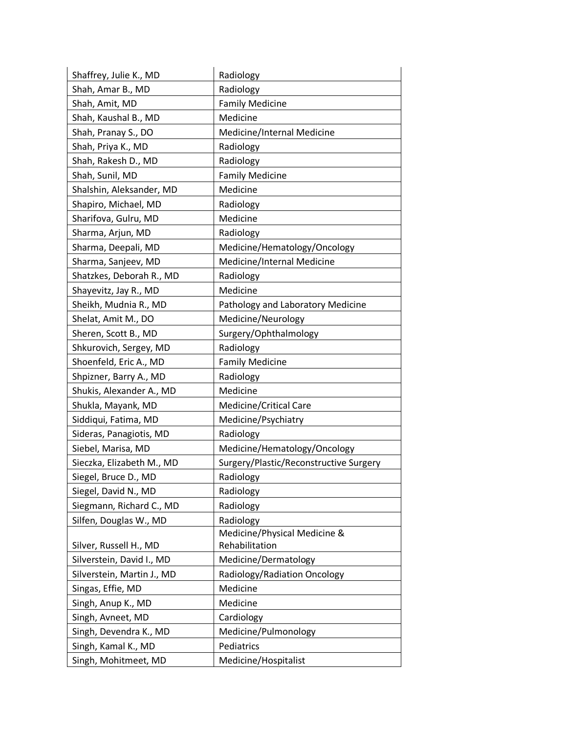| | |
|---|---|
| Shaffrey, Julie K., MD | Radiology |
| Shah, Amar B., MD | Radiology |
| Shah, Amit, MD | Family Medicine |
| Shah, Kaushal B., MD | Medicine |
| Shah, Pranay S., DO | Medicine/Internal Medicine |
| Shah, Priya K., MD | Radiology |
| Shah, Rakesh D., MD | Radiology |
| Shah, Sunil, MD | Family Medicine |
| Shalshin, Aleksander, MD | Medicine |
| Shapiro, Michael, MD | Radiology |
| Sharifova, Gulru, MD | Medicine |
| Sharma, Arjun, MD | Radiology |
| Sharma, Deepali, MD | Medicine/Hematology/Oncology |
| Sharma, Sanjeev, MD | Medicine/Internal Medicine |
| Shatzkes, Deborah R., MD | Radiology |
| Shayevitz, Jay R., MD | Medicine |
| Sheikh, Mudnia R., MD | Pathology and Laboratory Medicine |
| Shelat, Amit M., DO | Medicine/Neurology |
| Sheren, Scott B., MD | Surgery/Ophthalmology |
| Shkurovich, Sergey, MD | Radiology |
| Shoenfeld, Eric A., MD | Family Medicine |
| Shpizner, Barry A., MD | Radiology |
| Shukis, Alexander A., MD | Medicine |
| Shukla, Mayank, MD | Medicine/Critical Care |
| Siddiqui, Fatima, MD | Medicine/Psychiatry |
| Sideras, Panagiotis, MD | Radiology |
| Siebel, Marisa, MD | Medicine/Hematology/Oncology |
| Sieczka, Elizabeth M., MD | Surgery/Plastic/Reconstructive Surgery |
| Siegel, Bruce D., MD | Radiology |
| Siegel, David N., MD | Radiology |
| Siegmann, Richard C., MD | Radiology |
| Silfen, Douglas W., MD | Radiology |
| Silver, Russell H., MD | Medicine/Physical Medicine & Rehabilitation |
| Silverstein, David I., MD | Medicine/Dermatology |
| Silverstein, Martin J., MD | Radiology/Radiation Oncology |
| Singas, Effie, MD | Medicine |
| Singh, Anup K., MD | Medicine |
| Singh, Avneet, MD | Cardiology |
| Singh, Devendra K., MD | Medicine/Pulmonology |
| Singh, Kamal K., MD | Pediatrics |
| Singh, Mohitmeet, MD | Medicine/Hospitalist |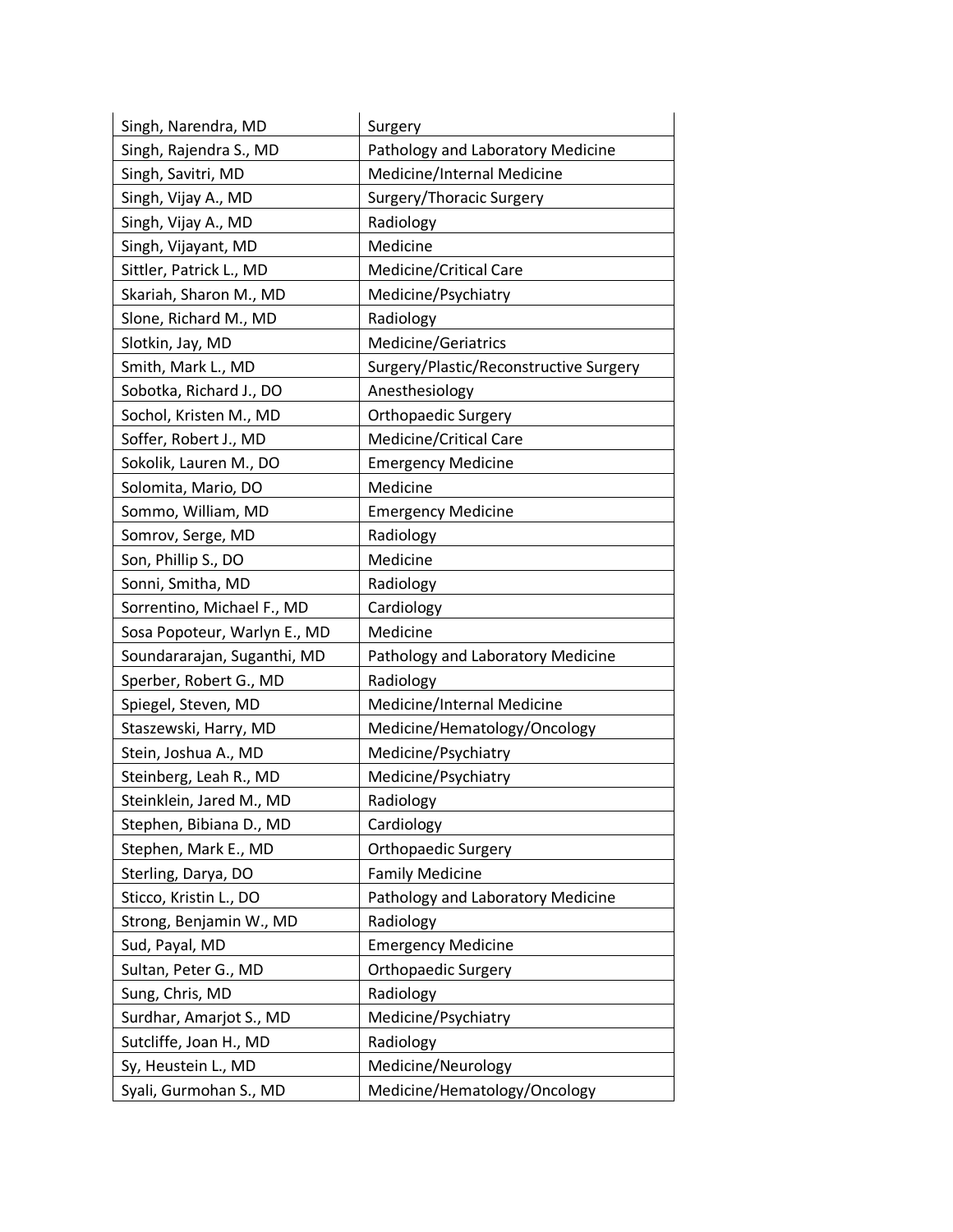| | |
|---|---|
| Singh, Narendra, MD | Surgery |
| Singh, Rajendra S., MD | Pathology and Laboratory Medicine |
| Singh, Savitri, MD | Medicine/Internal Medicine |
| Singh, Vijay A., MD | Surgery/Thoracic Surgery |
| Singh, Vijay A., MD | Radiology |
| Singh, Vijayant, MD | Medicine |
| Sittler, Patrick L., MD | Medicine/Critical Care |
| Skariah, Sharon M., MD | Medicine/Psychiatry |
| Slone, Richard M., MD | Radiology |
| Slotkin, Jay, MD | Medicine/Geriatrics |
| Smith, Mark L., MD | Surgery/Plastic/Reconstructive Surgery |
| Sobotka, Richard J., DO | Anesthesiology |
| Sochol, Kristen M., MD | Orthopaedic Surgery |
| Soffer, Robert J., MD | Medicine/Critical Care |
| Sokolik, Lauren M., DO | Emergency Medicine |
| Solomita, Mario, DO | Medicine |
| Sommo, William, MD | Emergency Medicine |
| Somrov, Serge, MD | Radiology |
| Son, Phillip S., DO | Medicine |
| Sonni, Smitha, MD | Radiology |
| Sorrentino, Michael F., MD | Cardiology |
| Sosa Popoteur, Warlyn E., MD | Medicine |
| Soundararajan, Suganthi, MD | Pathology and Laboratory Medicine |
| Sperber, Robert G., MD | Radiology |
| Spiegel, Steven, MD | Medicine/Internal Medicine |
| Staszewski, Harry, MD | Medicine/Hematology/Oncology |
| Stein, Joshua A., MD | Medicine/Psychiatry |
| Steinberg, Leah R., MD | Medicine/Psychiatry |
| Steinklein, Jared M., MD | Radiology |
| Stephen, Bibiana D., MD | Cardiology |
| Stephen, Mark E., MD | Orthopaedic Surgery |
| Sterling, Darya, DO | Family Medicine |
| Sticco, Kristin L., DO | Pathology and Laboratory Medicine |
| Strong, Benjamin W., MD | Radiology |
| Sud, Payal, MD | Emergency Medicine |
| Sultan, Peter G., MD | Orthopaedic Surgery |
| Sung, Chris, MD | Radiology |
| Surdhar, Amarjot S., MD | Medicine/Psychiatry |
| Sutcliffe, Joan H., MD | Radiology |
| Sy, Heustein L., MD | Medicine/Neurology |
| Syali, Gurmohan S., MD | Medicine/Hematology/Oncology |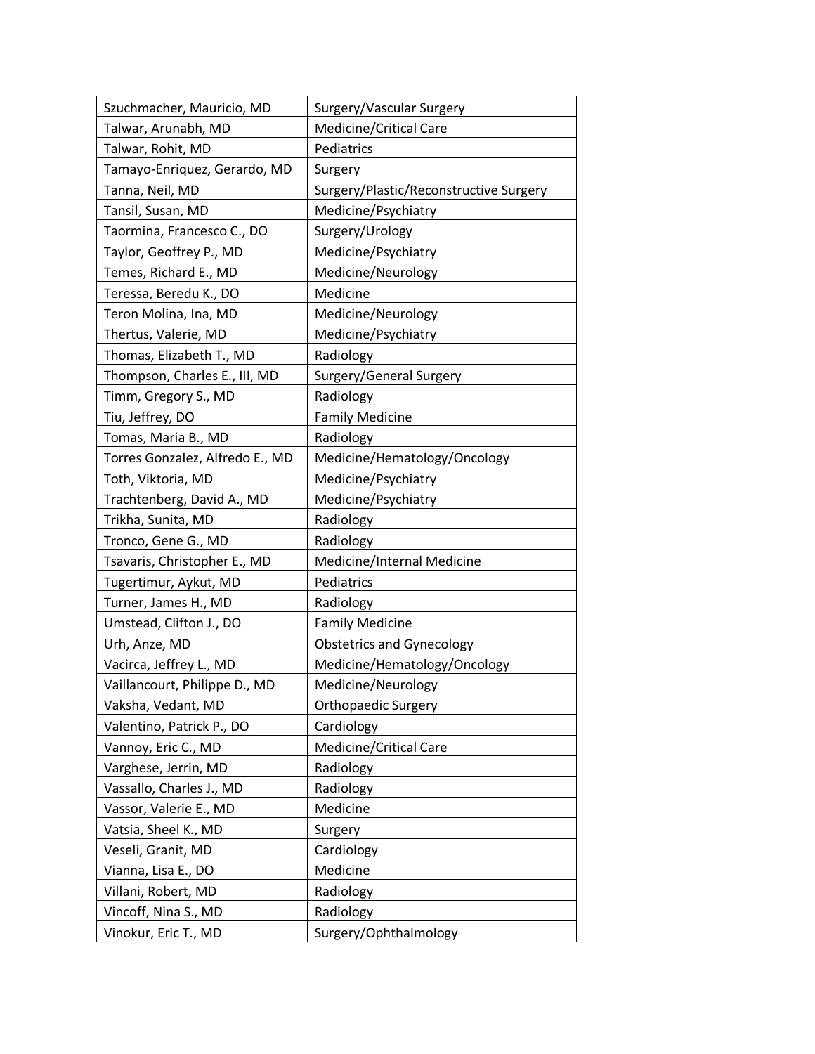| | |
|---|---|
| Szuchmacher, Mauricio, MD | Surgery/Vascular Surgery |
| Talwar, Arunabh, MD | Medicine/Critical Care |
| Talwar, Rohit, MD | Pediatrics |
| Tamayo-Enriquez, Gerardo, MD | Surgery |
| Tanna, Neil, MD | Surgery/Plastic/Reconstructive Surgery |
| Tansil, Susan, MD | Medicine/Psychiatry |
| Taormina, Francesco C., DO | Surgery/Urology |
| Taylor, Geoffrey P., MD | Medicine/Psychiatry |
| Temes, Richard E., MD | Medicine/Neurology |
| Teressa, Beredu K., DO | Medicine |
| Teron Molina, Ina, MD | Medicine/Neurology |
| Thertus, Valerie, MD | Medicine/Psychiatry |
| Thomas, Elizabeth T., MD | Radiology |
| Thompson, Charles E., III, MD | Surgery/General Surgery |
| Timm, Gregory S., MD | Radiology |
| Tiu, Jeffrey, DO | Family Medicine |
| Tomas, Maria B., MD | Radiology |
| Torres Gonzalez, Alfredo E., MD | Medicine/Hematology/Oncology |
| Toth, Viktoria, MD | Medicine/Psychiatry |
| Trachtenberg, David A., MD | Medicine/Psychiatry |
| Trikha, Sunita, MD | Radiology |
| Tronco, Gene G., MD | Radiology |
| Tsavaris, Christopher E., MD | Medicine/Internal Medicine |
| Tugertimur, Aykut, MD | Pediatrics |
| Turner, James H., MD | Radiology |
| Umstead, Clifton J., DO | Family Medicine |
| Urh, Anze, MD | Obstetrics and Gynecology |
| Vacirca, Jeffrey L., MD | Medicine/Hematology/Oncology |
| Vaillancourt, Philippe D., MD | Medicine/Neurology |
| Vaksha, Vedant, MD | Orthopaedic Surgery |
| Valentino, Patrick P., DO | Cardiology |
| Vannoy, Eric C., MD | Medicine/Critical Care |
| Varghese, Jerrin, MD | Radiology |
| Vassallo, Charles J., MD | Radiology |
| Vassor, Valerie E., MD | Medicine |
| Vatsia, Sheel K., MD | Surgery |
| Veseli, Granit, MD | Cardiology |
| Vianna, Lisa E., DO | Medicine |
| Villani, Robert, MD | Radiology |
| Vincoff, Nina S., MD | Radiology |
| Vinokur, Eric T., MD | Surgery/Ophthalmology |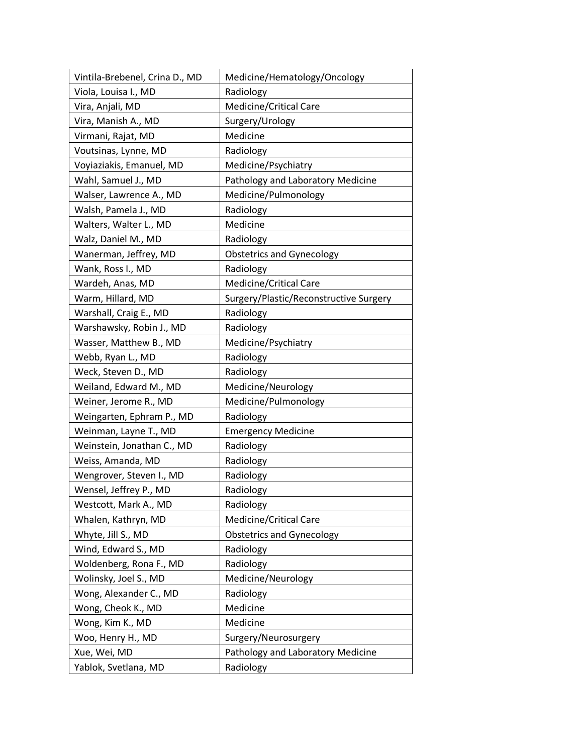| Vintila-Brebenel, Crina D., MD | Medicine/Hematology/Oncology |
|---|---|
| Viola, Louisa I., MD | Radiology |
| Vira, Anjali, MD | Medicine/Critical Care |
| Vira, Manish A., MD | Surgery/Urology |
| Virmani, Rajat, MD | Medicine |
| Voutsinas, Lynne, MD | Radiology |
| Voyiaziakis, Emanuel, MD | Medicine/Psychiatry |
| Wahl, Samuel J., MD | Pathology and Laboratory Medicine |
| Walser, Lawrence A., MD | Medicine/Pulmonology |
| Walsh, Pamela J., MD | Radiology |
| Walters, Walter L., MD | Medicine |
| Walz, Daniel M., MD | Radiology |
| Wanerman, Jeffrey, MD | Obstetrics and Gynecology |
| Wank, Ross I., MD | Radiology |
| Wardeh, Anas, MD | Medicine/Critical Care |
| Warm, Hillard, MD | Surgery/Plastic/Reconstructive Surgery |
| Warshall, Craig E., MD | Radiology |
| Warshawsky, Robin J., MD | Radiology |
| Wasser, Matthew B., MD | Medicine/Psychiatry |
| Webb, Ryan L., MD | Radiology |
| Weck, Steven D., MD | Radiology |
| Weiland, Edward M., MD | Medicine/Neurology |
| Weiner, Jerome R., MD | Medicine/Pulmonology |
| Weingarten, Ephram P., MD | Radiology |
| Weinman, Layne T., MD | Emergency Medicine |
| Weinstein, Jonathan C., MD | Radiology |
| Weiss, Amanda, MD | Radiology |
| Wengrover, Steven I., MD | Radiology |
| Wensel, Jeffrey P., MD | Radiology |
| Westcott, Mark A., MD | Radiology |
| Whalen, Kathryn, MD | Medicine/Critical Care |
| Whyte, Jill S., MD | Obstetrics and Gynecology |
| Wind, Edward S., MD | Radiology |
| Woldenberg, Rona F., MD | Radiology |
| Wolinsky, Joel S., MD | Medicine/Neurology |
| Wong, Alexander C., MD | Radiology |
| Wong, Cheok K., MD | Medicine |
| Wong, Kim K., MD | Medicine |
| Woo, Henry H., MD | Surgery/Neurosurgery |
| Xue, Wei, MD | Pathology and Laboratory Medicine |
| Yablok, Svetlana, MD | Radiology |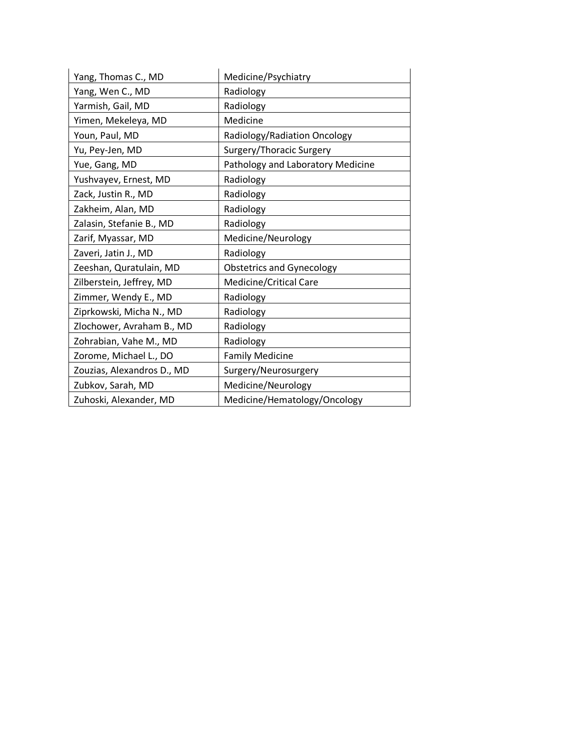| | |
|---|---|
| Yang, Thomas C., MD | Medicine/Psychiatry |
| Yang, Wen C., MD | Radiology |
| Yarmish, Gail, MD | Radiology |
| Yimen, Mekeleya, MD | Medicine |
| Youn, Paul, MD | Radiology/Radiation Oncology |
| Yu, Pey-Jen, MD | Surgery/Thoracic Surgery |
| Yue, Gang, MD | Pathology and Laboratory Medicine |
| Yushvayev, Ernest, MD | Radiology |
| Zack, Justin R., MD | Radiology |
| Zakheim, Alan, MD | Radiology |
| Zalasin, Stefanie B., MD | Radiology |
| Zarif, Myassar, MD | Medicine/Neurology |
| Zaveri, Jatin J., MD | Radiology |
| Zeeshan, Quratulain, MD | Obstetrics and Gynecology |
| Zilberstein, Jeffrey, MD | Medicine/Critical Care |
| Zimmer, Wendy E., MD | Radiology |
| Ziprkowski, Micha N., MD | Radiology |
| Zlochower, Avraham B., MD | Radiology |
| Zohrabian, Vahe M., MD | Radiology |
| Zorome, Michael L., DO | Family Medicine |
| Zouzias, Alexandros D., MD | Surgery/Neurosurgery |
| Zubkov, Sarah, MD | Medicine/Neurology |
| Zuhoski, Alexander, MD | Medicine/Hematology/Oncology |